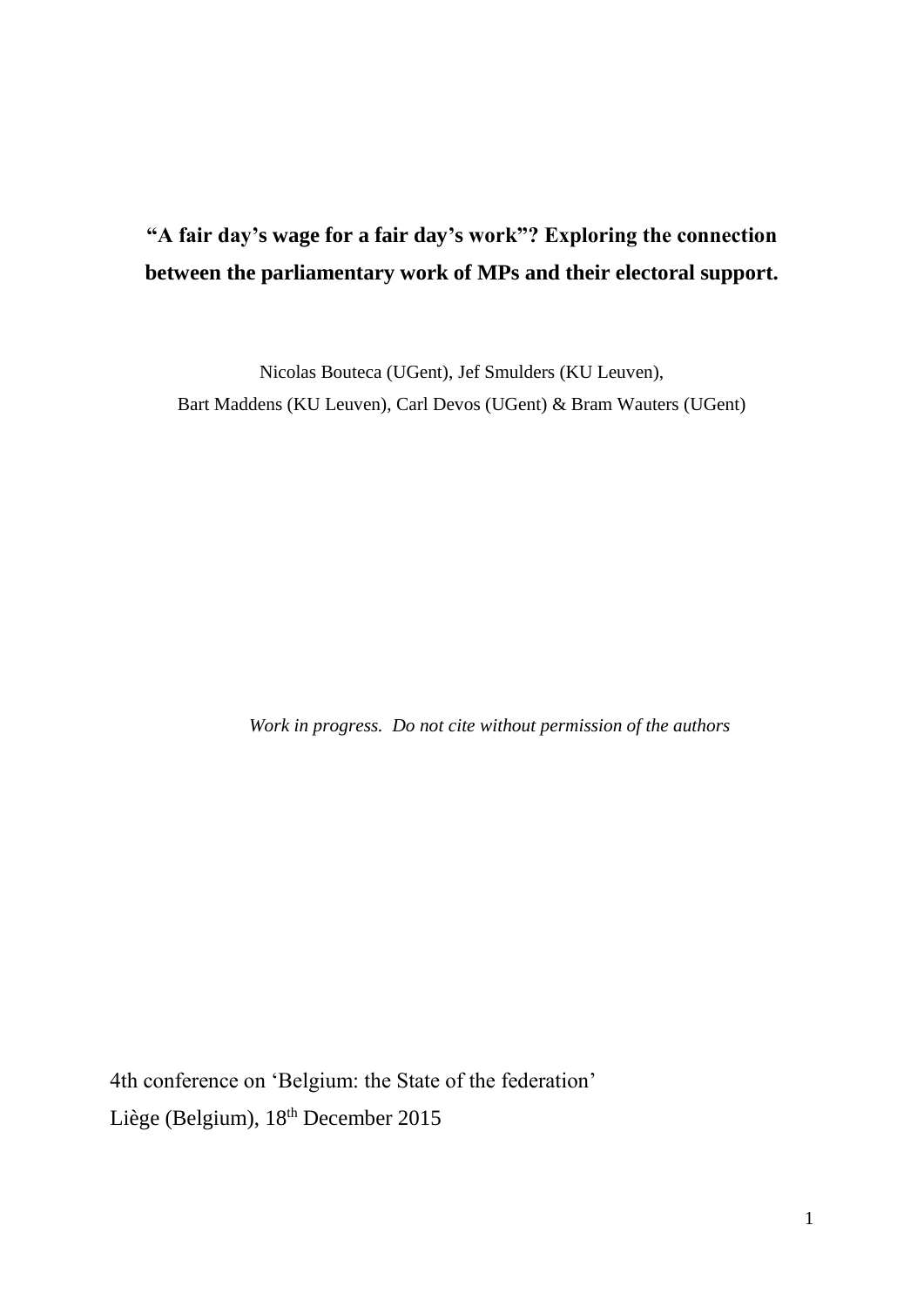# "A fair day's wage for a fair day's work"? Exploring the connection between the parliamentary work of MPs and their electoral support.

Nicolas Bouteca (UGent), Jef Smulders (KU Leuven),
Bart Maddens (KU Leuven), Carl Devos (UGent) & Bram Wauters (UGent)

*Work in progress. Do not cite without permission of the authors*

4th conference on 'Belgium: the State of the federation'
Liège (Belgium), 18th December 2015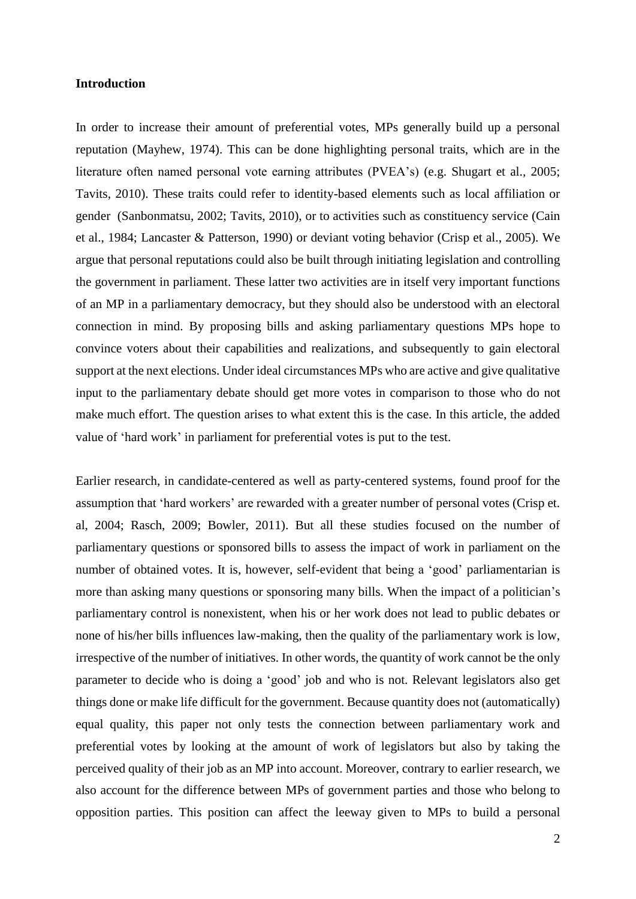## Introduction

In order to increase their amount of preferential votes, MPs generally build up a personal reputation (Mayhew, 1974). This can be done highlighting personal traits, which are in the literature often named personal vote earning attributes (PVEA's) (e.g. Shugart et al., 2005; Tavits, 2010). These traits could refer to identity-based elements such as local affiliation or gender (Sanbonmatsu, 2002; Tavits, 2010), or to activities such as constituency service (Cain et al., 1984; Lancaster & Patterson, 1990) or deviant voting behavior (Crisp et al., 2005). We argue that personal reputations could also be built through initiating legislation and controlling the government in parliament. These latter two activities are in itself very important functions of an MP in a parliamentary democracy, but they should also be understood with an electoral connection in mind. By proposing bills and asking parliamentary questions MPs hope to convince voters about their capabilities and realizations, and subsequently to gain electoral support at the next elections. Under ideal circumstances MPs who are active and give qualitative input to the parliamentary debate should get more votes in comparison to those who do not make much effort. The question arises to what extent this is the case. In this article, the added value of 'hard work' in parliament for preferential votes is put to the test.

Earlier research, in candidate-centered as well as party-centered systems, found proof for the assumption that 'hard workers' are rewarded with a greater number of personal votes (Crisp et. al, 2004; Rasch, 2009; Bowler, 2011). But all these studies focused on the number of parliamentary questions or sponsored bills to assess the impact of work in parliament on the number of obtained votes. It is, however, self-evident that being a 'good' parliamentarian is more than asking many questions or sponsoring many bills. When the impact of a politician's parliamentary control is nonexistent, when his or her work does not lead to public debates or none of his/her bills influences law-making, then the quality of the parliamentary work is low, irrespective of the number of initiatives. In other words, the quantity of work cannot be the only parameter to decide who is doing a 'good' job and who is not. Relevant legislators also get things done or make life difficult for the government. Because quantity does not (automatically) equal quality, this paper not only tests the connection between parliamentary work and preferential votes by looking at the amount of work of legislators but also by taking the perceived quality of their job as an MP into account. Moreover, contrary to earlier research, we also account for the difference between MPs of government parties and those who belong to opposition parties. This position can affect the leeway given to MPs to build a personal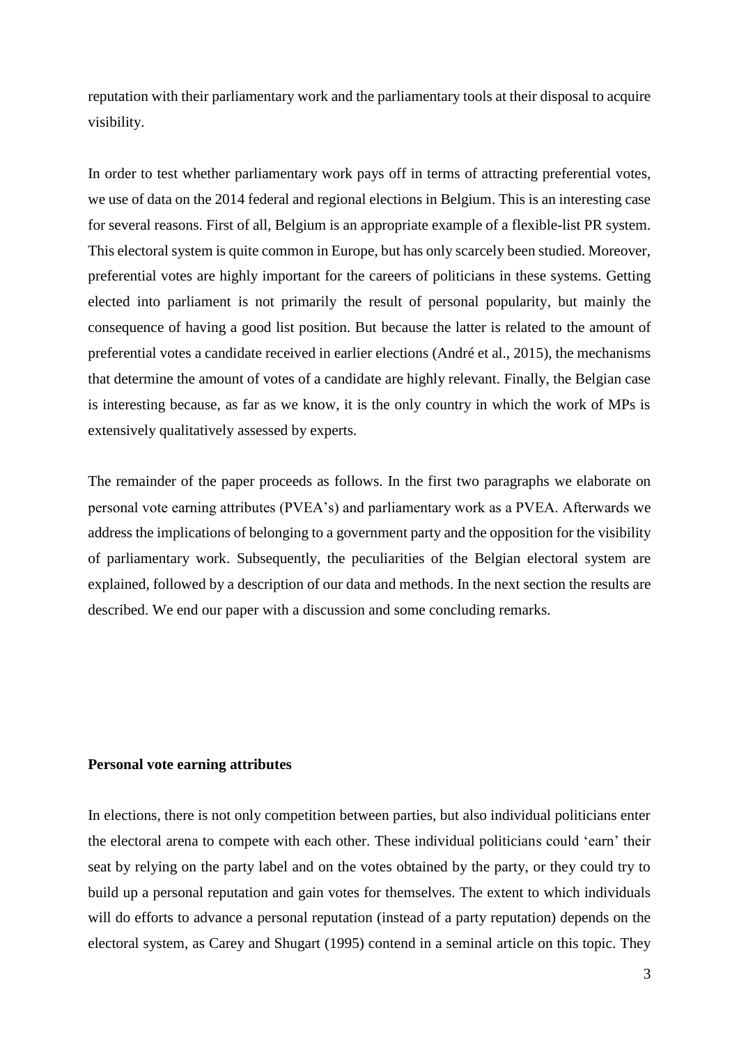reputation with their parliamentary work and the parliamentary tools at their disposal to acquire visibility.

In order to test whether parliamentary work pays off in terms of attracting preferential votes, we use of data on the 2014 federal and regional elections in Belgium. This is an interesting case for several reasons. First of all, Belgium is an appropriate example of a flexible-list PR system. This electoral system is quite common in Europe, but has only scarcely been studied. Moreover, preferential votes are highly important for the careers of politicians in these systems. Getting elected into parliament is not primarily the result of personal popularity, but mainly the consequence of having a good list position. But because the latter is related to the amount of preferential votes a candidate received in earlier elections (André et al., 2015), the mechanisms that determine the amount of votes of a candidate are highly relevant. Finally, the Belgian case is interesting because, as far as we know, it is the only country in which the work of MPs is extensively qualitatively assessed by experts.

The remainder of the paper proceeds as follows. In the first two paragraphs we elaborate on personal vote earning attributes (PVEA's) and parliamentary work as a PVEA. Afterwards we address the implications of belonging to a government party and the opposition for the visibility of parliamentary work. Subsequently, the peculiarities of the Belgian electoral system are explained, followed by a description of our data and methods. In the next section the results are described. We end our paper with a discussion and some concluding remarks.

## Personal vote earning attributes

In elections, there is not only competition between parties, but also individual politicians enter the electoral arena to compete with each other. These individual politicians could 'earn' their seat by relying on the party label and on the votes obtained by the party, or they could try to build up a personal reputation and gain votes for themselves. The extent to which individuals will do efforts to advance a personal reputation (instead of a party reputation) depends on the electoral system, as Carey and Shugart (1995) contend in a seminal article on this topic. They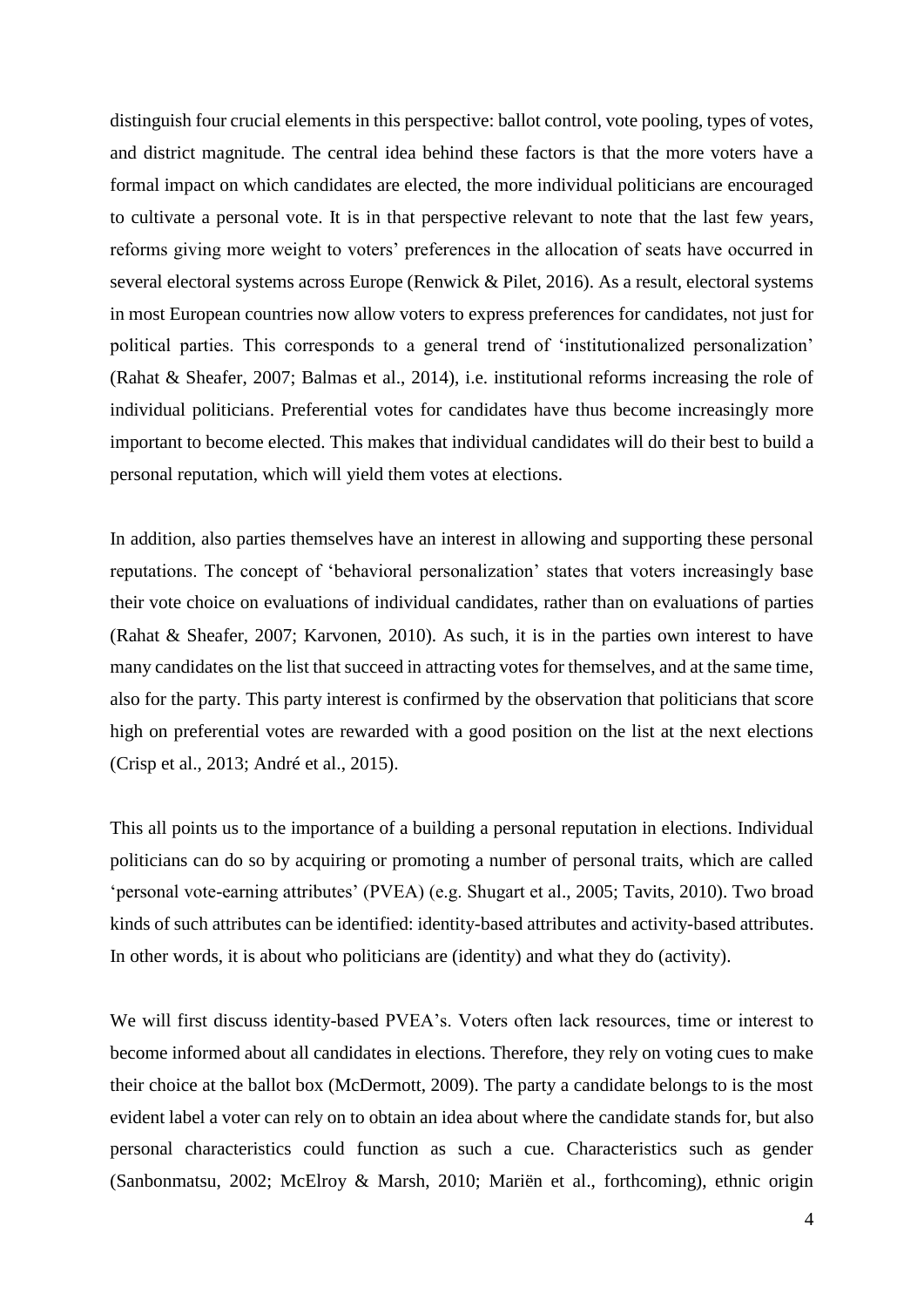distinguish four crucial elements in this perspective: ballot control, vote pooling, types of votes, and district magnitude. The central idea behind these factors is that the more voters have a formal impact on which candidates are elected, the more individual politicians are encouraged to cultivate a personal vote. It is in that perspective relevant to note that the last few years, reforms giving more weight to voters' preferences in the allocation of seats have occurred in several electoral systems across Europe (Renwick & Pilet, 2016). As a result, electoral systems in most European countries now allow voters to express preferences for candidates, not just for political parties. This corresponds to a general trend of 'institutionalized personalization' (Rahat & Sheafer, 2007; Balmas et al., 2014), i.e. institutional reforms increasing the role of individual politicians. Preferential votes for candidates have thus become increasingly more important to become elected. This makes that individual candidates will do their best to build a personal reputation, which will yield them votes at elections.

In addition, also parties themselves have an interest in allowing and supporting these personal reputations. The concept of 'behavioral personalization' states that voters increasingly base their vote choice on evaluations of individual candidates, rather than on evaluations of parties (Rahat & Sheafer, 2007; Karvonen, 2010). As such, it is in the parties own interest to have many candidates on the list that succeed in attracting votes for themselves, and at the same time, also for the party. This party interest is confirmed by the observation that politicians that score high on preferential votes are rewarded with a good position on the list at the next elections (Crisp et al., 2013; André et al., 2015).

This all points us to the importance of a building a personal reputation in elections. Individual politicians can do so by acquiring or promoting a number of personal traits, which are called 'personal vote-earning attributes' (PVEA) (e.g. Shugart et al., 2005; Tavits, 2010). Two broad kinds of such attributes can be identified: identity-based attributes and activity-based attributes. In other words, it is about who politicians are (identity) and what they do (activity).

We will first discuss identity-based PVEA's. Voters often lack resources, time or interest to become informed about all candidates in elections. Therefore, they rely on voting cues to make their choice at the ballot box (McDermott, 2009). The party a candidate belongs to is the most evident label a voter can rely on to obtain an idea about where the candidate stands for, but also personal characteristics could function as such a cue. Characteristics such as gender (Sanbonmatsu, 2002; McElroy & Marsh, 2010; Mariën et al., forthcoming), ethnic origin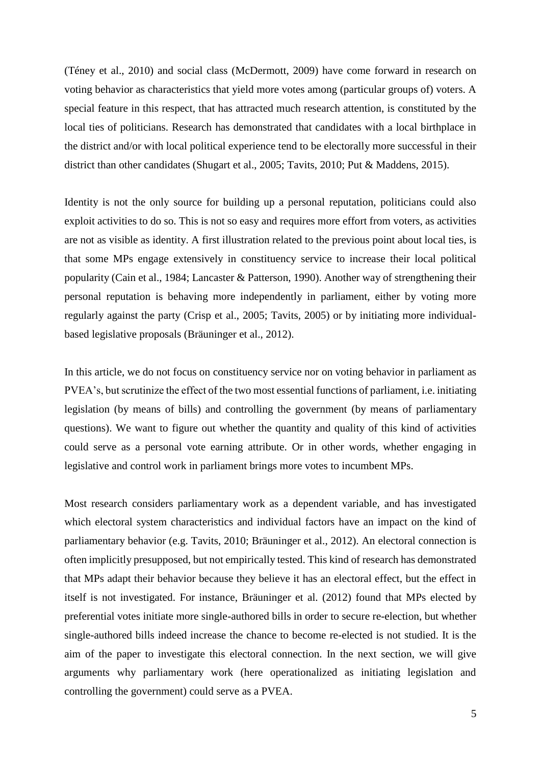(Téney et al., 2010) and social class (McDermott, 2009) have come forward in research on voting behavior as characteristics that yield more votes among (particular groups of) voters. A special feature in this respect, that has attracted much research attention, is constituted by the local ties of politicians. Research has demonstrated that candidates with a local birthplace in the district and/or with local political experience tend to be electorally more successful in their district than other candidates (Shugart et al., 2005; Tavits, 2010; Put & Maddens, 2015).

Identity is not the only source for building up a personal reputation, politicians could also exploit activities to do so. This is not so easy and requires more effort from voters, as activities are not as visible as identity. A first illustration related to the previous point about local ties, is that some MPs engage extensively in constituency service to increase their local political popularity (Cain et al., 1984; Lancaster & Patterson, 1990). Another way of strengthening their personal reputation is behaving more independently in parliament, either by voting more regularly against the party (Crisp et al., 2005; Tavits, 2005) or by initiating more individual-based legislative proposals (Bräuninger et al., 2012).

In this article, we do not focus on constituency service nor on voting behavior in parliament as PVEA's, but scrutinize the effect of the two most essential functions of parliament, i.e. initiating legislation (by means of bills) and controlling the government (by means of parliamentary questions). We want to figure out whether the quantity and quality of this kind of activities could serve as a personal vote earning attribute. Or in other words, whether engaging in legislative and control work in parliament brings more votes to incumbent MPs.

Most research considers parliamentary work as a dependent variable, and has investigated which electoral system characteristics and individual factors have an impact on the kind of parliamentary behavior (e.g. Tavits, 2010; Bräuninger et al., 2012). An electoral connection is often implicitly presupposed, but not empirically tested. This kind of research has demonstrated that MPs adapt their behavior because they believe it has an electoral effect, but the effect in itself is not investigated. For instance, Bräuninger et al. (2012) found that MPs elected by preferential votes initiate more single-authored bills in order to secure re-election, but whether single-authored bills indeed increase the chance to become re-elected is not studied. It is the aim of the paper to investigate this electoral connection. In the next section, we will give arguments why parliamentary work (here operationalized as initiating legislation and controlling the government) could serve as a PVEA.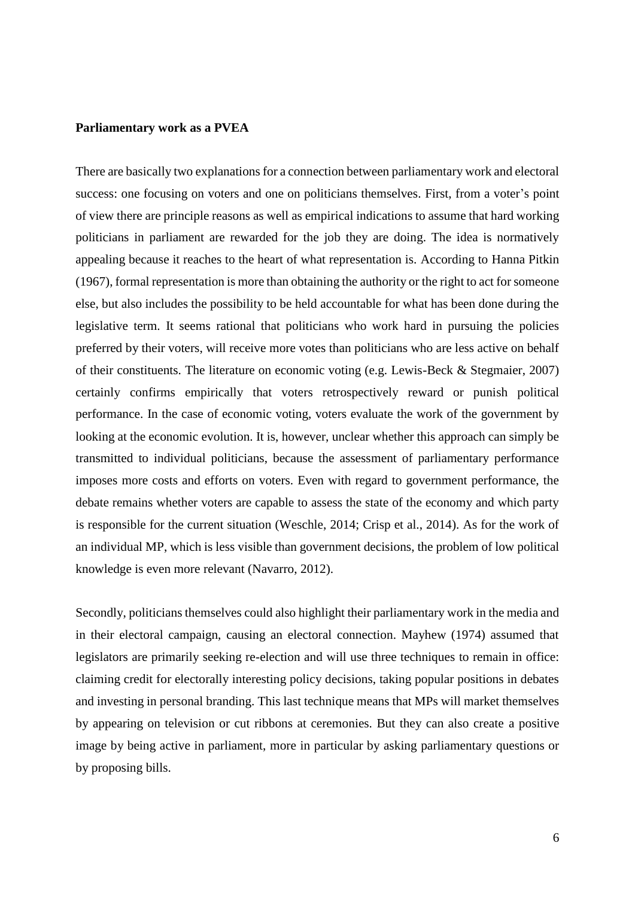**Parliamentary work as a PVEA**

There are basically two explanations for a connection between parliamentary work and electoral success: one focusing on voters and one on politicians themselves. First, from a voter's point of view there are principle reasons as well as empirical indications to assume that hard working politicians in parliament are rewarded for the job they are doing. The idea is normatively appealing because it reaches to the heart of what representation is. According to Hanna Pitkin (1967), formal representation is more than obtaining the authority or the right to act for someone else, but also includes the possibility to be held accountable for what has been done during the legislative term. It seems rational that politicians who work hard in pursuing the policies preferred by their voters, will receive more votes than politicians who are less active on behalf of their constituents. The literature on economic voting (e.g. Lewis-Beck & Stegmaier, 2007) certainly confirms empirically that voters retrospectively reward or punish political performance. In the case of economic voting, voters evaluate the work of the government by looking at the economic evolution. It is, however, unclear whether this approach can simply be transmitted to individual politicians, because the assessment of parliamentary performance imposes more costs and efforts on voters. Even with regard to government performance, the debate remains whether voters are capable to assess the state of the economy and which party is responsible for the current situation (Weschle, 2014; Crisp et al., 2014). As for the work of an individual MP, which is less visible than government decisions, the problem of low political knowledge is even more relevant (Navarro, 2012).

Secondly, politicians themselves could also highlight their parliamentary work in the media and in their electoral campaign, causing an electoral connection. Mayhew (1974) assumed that legislators are primarily seeking re-election and will use three techniques to remain in office: claiming credit for electorally interesting policy decisions, taking popular positions in debates and investing in personal branding. This last technique means that MPs will market themselves by appearing on television or cut ribbons at ceremonies. But they can also create a positive image by being active in parliament, more in particular by asking parliamentary questions or by proposing bills.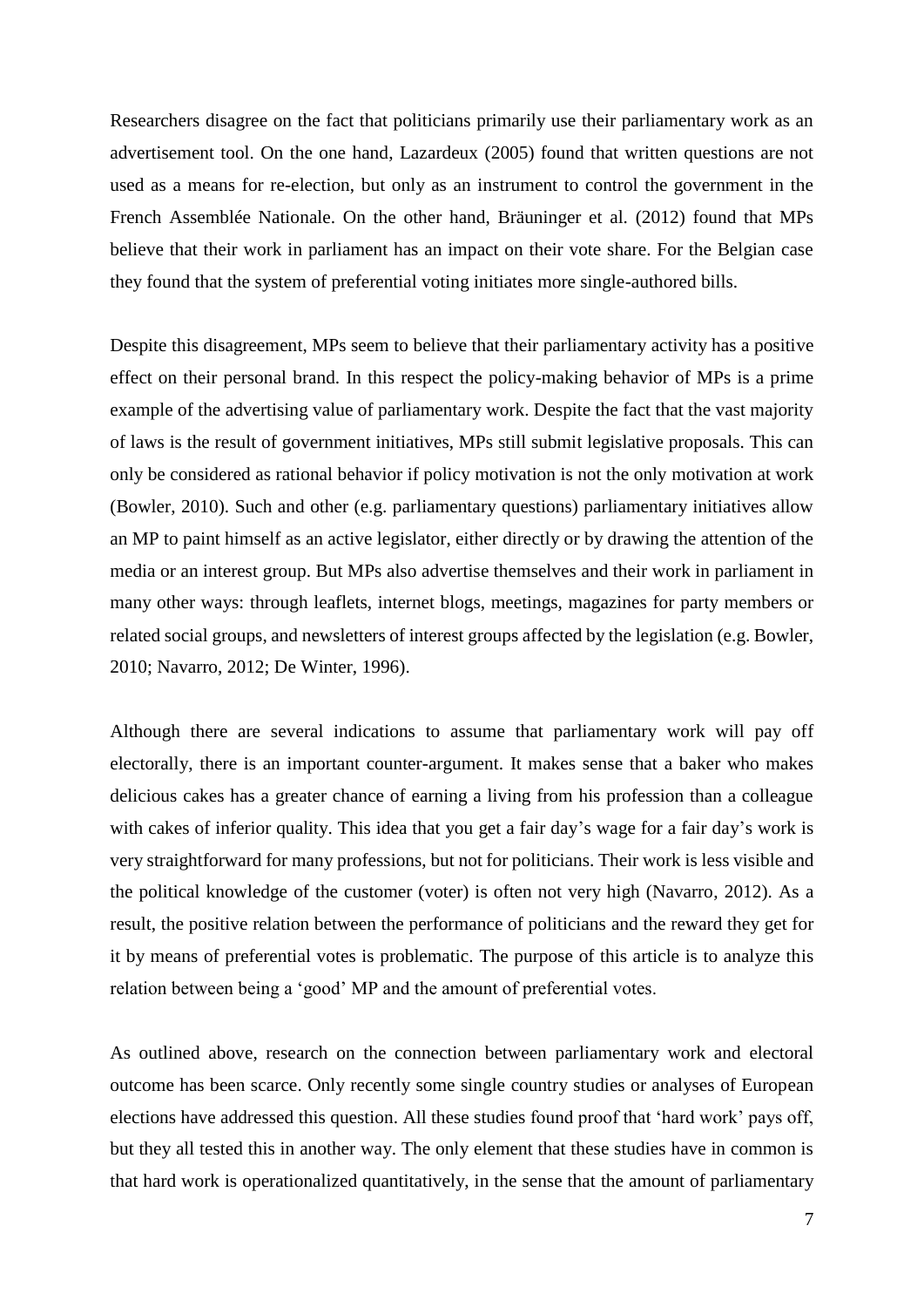Researchers disagree on the fact that politicians primarily use their parliamentary work as an advertisement tool. On the one hand, Lazardeux (2005) found that written questions are not used as a means for re-election, but only as an instrument to control the government in the French Assemblée Nationale. On the other hand, Bräuninger et al. (2012) found that MPs believe that their work in parliament has an impact on their vote share. For the Belgian case they found that the system of preferential voting initiates more single-authored bills.

Despite this disagreement, MPs seem to believe that their parliamentary activity has a positive effect on their personal brand. In this respect the policy-making behavior of MPs is a prime example of the advertising value of parliamentary work. Despite the fact that the vast majority of laws is the result of government initiatives, MPs still submit legislative proposals. This can only be considered as rational behavior if policy motivation is not the only motivation at work (Bowler, 2010). Such and other (e.g. parliamentary questions) parliamentary initiatives allow an MP to paint himself as an active legislator, either directly or by drawing the attention of the media or an interest group. But MPs also advertise themselves and their work in parliament in many other ways: through leaflets, internet blogs, meetings, magazines for party members or related social groups, and newsletters of interest groups affected by the legislation (e.g. Bowler, 2010; Navarro, 2012; De Winter, 1996).

Although there are several indications to assume that parliamentary work will pay off electorally, there is an important counter-argument. It makes sense that a baker who makes delicious cakes has a greater chance of earning a living from his profession than a colleague with cakes of inferior quality. This idea that you get a fair day's wage for a fair day's work is very straightforward for many professions, but not for politicians. Their work is less visible and the political knowledge of the customer (voter) is often not very high (Navarro, 2012). As a result, the positive relation between the performance of politicians and the reward they get for it by means of preferential votes is problematic. The purpose of this article is to analyze this relation between being a 'good' MP and the amount of preferential votes.

As outlined above, research on the connection between parliamentary work and electoral outcome has been scarce. Only recently some single country studies or analyses of European elections have addressed this question. All these studies found proof that 'hard work' pays off, but they all tested this in another way. The only element that these studies have in common is that hard work is operationalized quantitatively, in the sense that the amount of parliamentary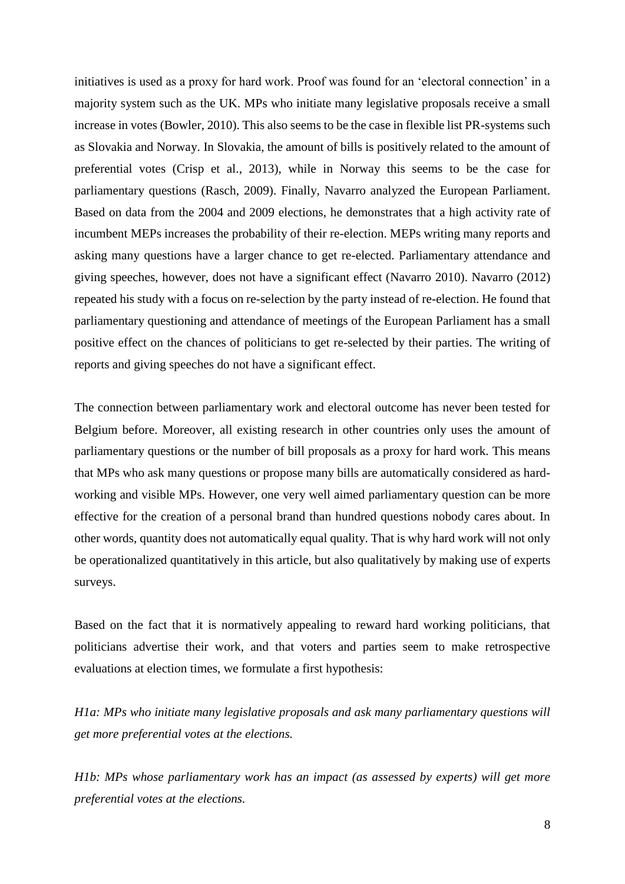initiatives is used as a proxy for hard work. Proof was found for an 'electoral connection' in a majority system such as the UK. MPs who initiate many legislative proposals receive a small increase in votes (Bowler, 2010). This also seems to be the case in flexible list PR-systems such as Slovakia and Norway. In Slovakia, the amount of bills is positively related to the amount of preferential votes (Crisp et al., 2013), while in Norway this seems to be the case for parliamentary questions (Rasch, 2009). Finally, Navarro analyzed the European Parliament. Based on data from the 2004 and 2009 elections, he demonstrates that a high activity rate of incumbent MEPs increases the probability of their re-election. MEPs writing many reports and asking many questions have a larger chance to get re-elected. Parliamentary attendance and giving speeches, however, does not have a significant effect (Navarro 2010). Navarro (2012) repeated his study with a focus on re-selection by the party instead of re-election. He found that parliamentary questioning and attendance of meetings of the European Parliament has a small positive effect on the chances of politicians to get re-selected by their parties. The writing of reports and giving speeches do not have a significant effect.

The connection between parliamentary work and electoral outcome has never been tested for Belgium before. Moreover, all existing research in other countries only uses the amount of parliamentary questions or the number of bill proposals as a proxy for hard work. This means that MPs who ask many questions or propose many bills are automatically considered as hard-working and visible MPs. However, one very well aimed parliamentary question can be more effective for the creation of a personal brand than hundred questions nobody cares about. In other words, quantity does not automatically equal quality. That is why hard work will not only be operationalized quantitatively in this article, but also qualitatively by making use of experts surveys.

Based on the fact that it is normatively appealing to reward hard working politicians, that politicians advertise their work, and that voters and parties seem to make retrospective evaluations at election times, we formulate a first hypothesis:

*H1a: MPs who initiate many legislative proposals and ask many parliamentary questions will get more preferential votes at the elections.*

*H1b: MPs whose parliamentary work has an impact (as assessed by experts) will get more preferential votes at the elections.*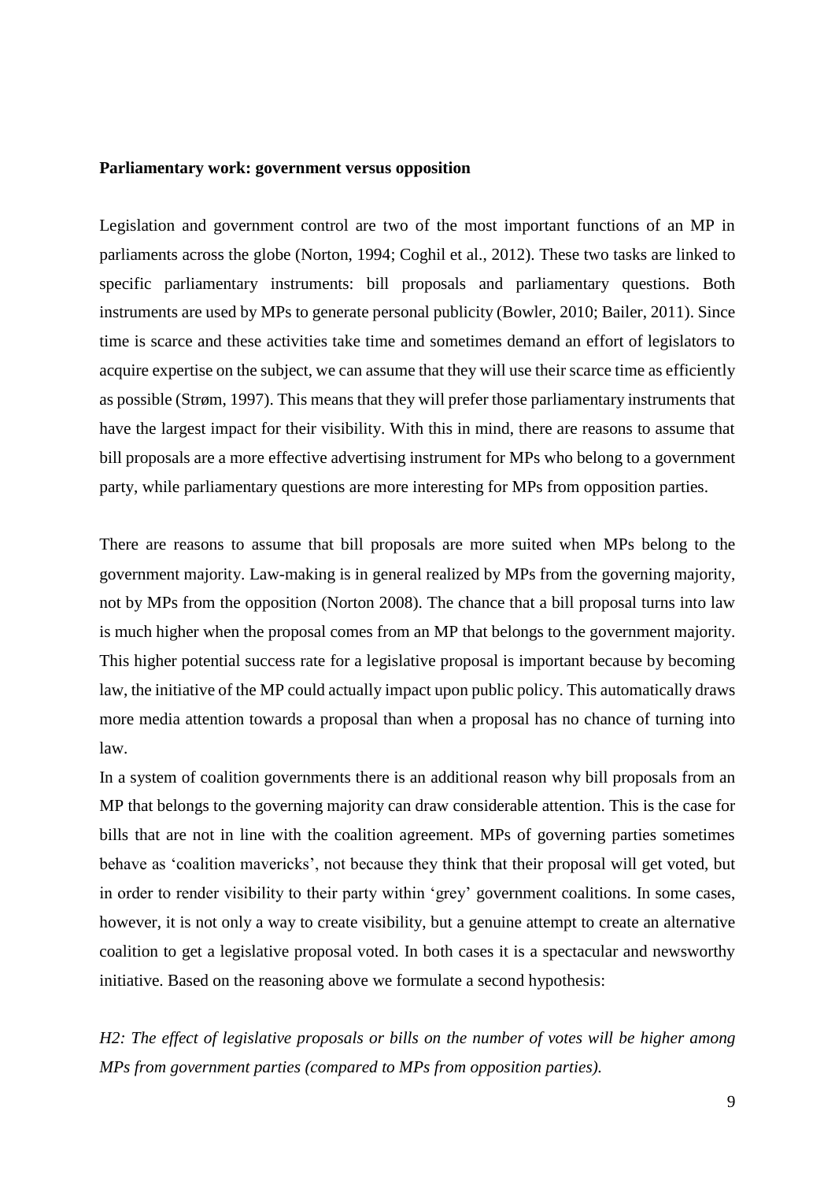**Parliamentary work: government versus opposition**

Legislation and government control are two of the most important functions of an MP in parliaments across the globe (Norton, 1994; Coghil et al., 2012). These two tasks are linked to specific parliamentary instruments: bill proposals and parliamentary questions. Both instruments are used by MPs to generate personal publicity (Bowler, 2010; Bailer, 2011). Since time is scarce and these activities take time and sometimes demand an effort of legislators to acquire expertise on the subject, we can assume that they will use their scarce time as efficiently as possible (Strøm, 1997). This means that they will prefer those parliamentary instruments that have the largest impact for their visibility. With this in mind, there are reasons to assume that bill proposals are a more effective advertising instrument for MPs who belong to a government party, while parliamentary questions are more interesting for MPs from opposition parties.

There are reasons to assume that bill proposals are more suited when MPs belong to the government majority. Law-making is in general realized by MPs from the governing majority, not by MPs from the opposition (Norton 2008). The chance that a bill proposal turns into law is much higher when the proposal comes from an MP that belongs to the government majority. This higher potential success rate for a legislative proposal is important because by becoming law, the initiative of the MP could actually impact upon public policy. This automatically draws more media attention towards a proposal than when a proposal has no chance of turning into law.

In a system of coalition governments there is an additional reason why bill proposals from an MP that belongs to the governing majority can draw considerable attention. This is the case for bills that are not in line with the coalition agreement. MPs of governing parties sometimes behave as 'coalition mavericks', not because they think that their proposal will get voted, but in order to render visibility to their party within 'grey' government coalitions. In some cases, however, it is not only a way to create visibility, but a genuine attempt to create an alternative coalition to get a legislative proposal voted. In both cases it is a spectacular and newsworthy initiative. Based on the reasoning above we formulate a second hypothesis:

*H2: The effect of legislative proposals or bills on the number of votes will be higher among MPs from government parties (compared to MPs from opposition parties).*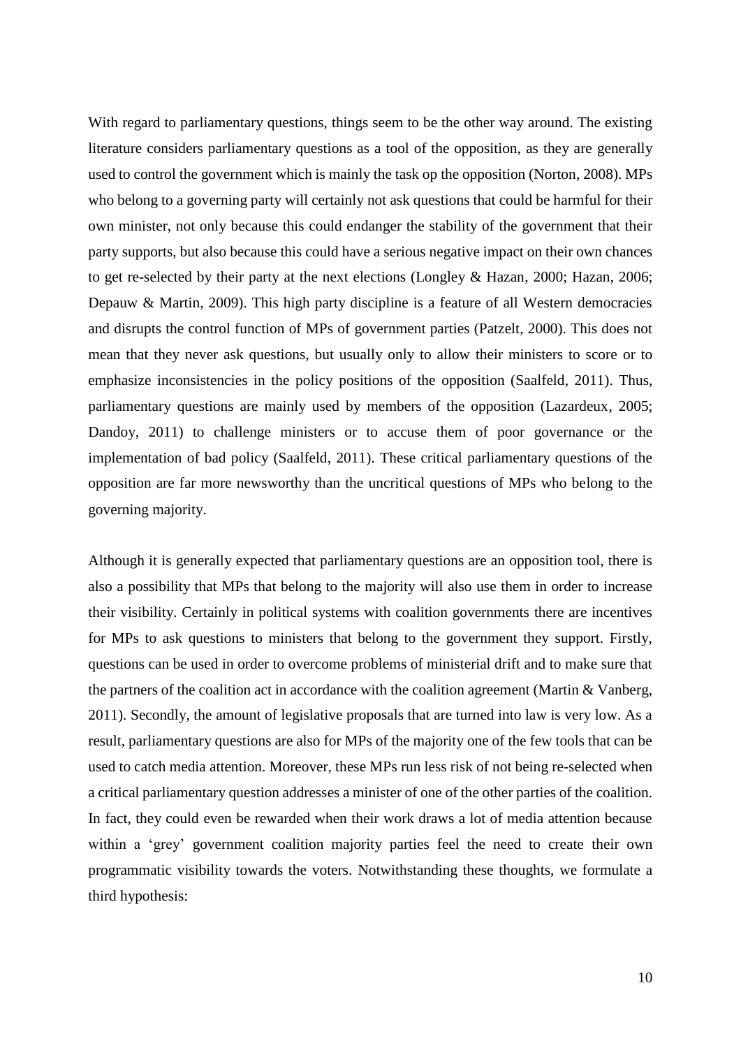With regard to parliamentary questions, things seem to be the other way around. The existing literature considers parliamentary questions as a tool of the opposition, as they are generally used to control the government which is mainly the task op the opposition (Norton, 2008). MPs who belong to a governing party will certainly not ask questions that could be harmful for their own minister, not only because this could endanger the stability of the government that their party supports, but also because this could have a serious negative impact on their own chances to get re-selected by their party at the next elections (Longley & Hazan, 2000; Hazan, 2006; Depauw & Martin, 2009). This high party discipline is a feature of all Western democracies and disrupts the control function of MPs of government parties (Patzelt, 2000). This does not mean that they never ask questions, but usually only to allow their ministers to score or to emphasize inconsistencies in the policy positions of the opposition (Saalfeld, 2011). Thus, parliamentary questions are mainly used by members of the opposition (Lazardeux, 2005; Dandoy, 2011) to challenge ministers or to accuse them of poor governance or the implementation of bad policy (Saalfeld, 2011). These critical parliamentary questions of the opposition are far more newsworthy than the uncritical questions of MPs who belong to the governing majority.

Although it is generally expected that parliamentary questions are an opposition tool, there is also a possibility that MPs that belong to the majority will also use them in order to increase their visibility. Certainly in political systems with coalition governments there are incentives for MPs to ask questions to ministers that belong to the government they support. Firstly, questions can be used in order to overcome problems of ministerial drift and to make sure that the partners of the coalition act in accordance with the coalition agreement (Martin & Vanberg, 2011). Secondly, the amount of legislative proposals that are turned into law is very low. As a result, parliamentary questions are also for MPs of the majority one of the few tools that can be used to catch media attention. Moreover, these MPs run less risk of not being re-selected when a critical parliamentary question addresses a minister of one of the other parties of the coalition. In fact, they could even be rewarded when their work draws a lot of media attention because within a 'grey' government coalition majority parties feel the need to create their own programmatic visibility towards the voters. Notwithstanding these thoughts, we formulate a third hypothesis: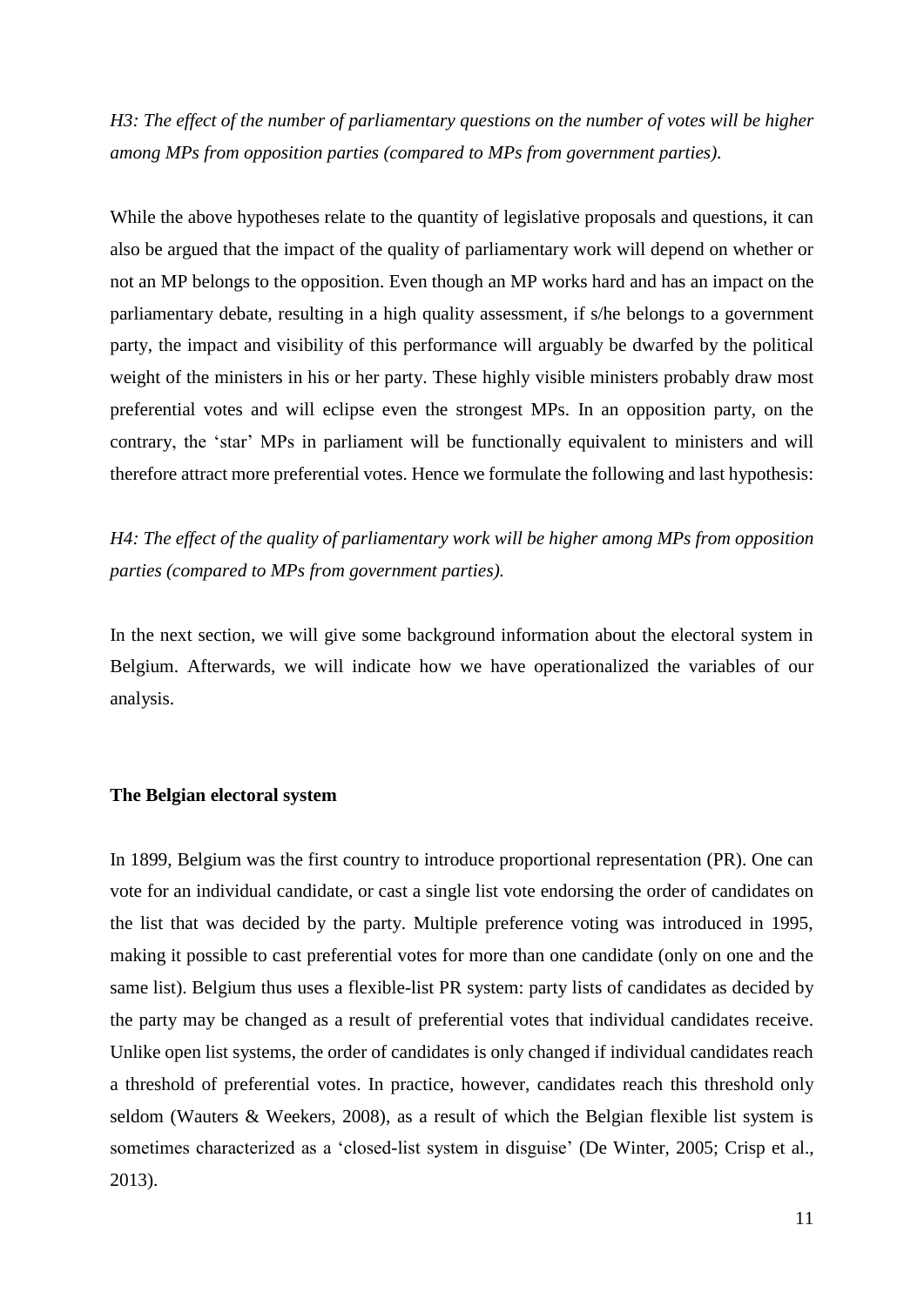*H3: The effect of the number of parliamentary questions on the number of votes will be higher among MPs from opposition parties (compared to MPs from government parties).*

While the above hypotheses relate to the quantity of legislative proposals and questions, it can also be argued that the impact of the quality of parliamentary work will depend on whether or not an MP belongs to the opposition. Even though an MP works hard and has an impact on the parliamentary debate, resulting in a high quality assessment, if s/he belongs to a government party, the impact and visibility of this performance will arguably be dwarfed by the political weight of the ministers in his or her party. These highly visible ministers probably draw most preferential votes and will eclipse even the strongest MPs. In an opposition party, on the contrary, the 'star' MPs in parliament will be functionally equivalent to ministers and will therefore attract more preferential votes. Hence we formulate the following and last hypothesis:

*H4: The effect of the quality of parliamentary work will be higher among MPs from opposition parties (compared to MPs from government parties).*

In the next section, we will give some background information about the electoral system in Belgium. Afterwards, we will indicate how we have operationalized the variables of our analysis.

## The Belgian electoral system

In 1899, Belgium was the first country to introduce proportional representation (PR). One can vote for an individual candidate, or cast a single list vote endorsing the order of candidates on the list that was decided by the party. Multiple preference voting was introduced in 1995, making it possible to cast preferential votes for more than one candidate (only on one and the same list). Belgium thus uses a flexible-list PR system: party lists of candidates as decided by the party may be changed as a result of preferential votes that individual candidates receive. Unlike open list systems, the order of candidates is only changed if individual candidates reach a threshold of preferential votes. In practice, however, candidates reach this threshold only seldom (Wauters & Weekers, 2008), as a result of which the Belgian flexible list system is sometimes characterized as a 'closed-list system in disguise' (De Winter, 2005; Crisp et al., 2013).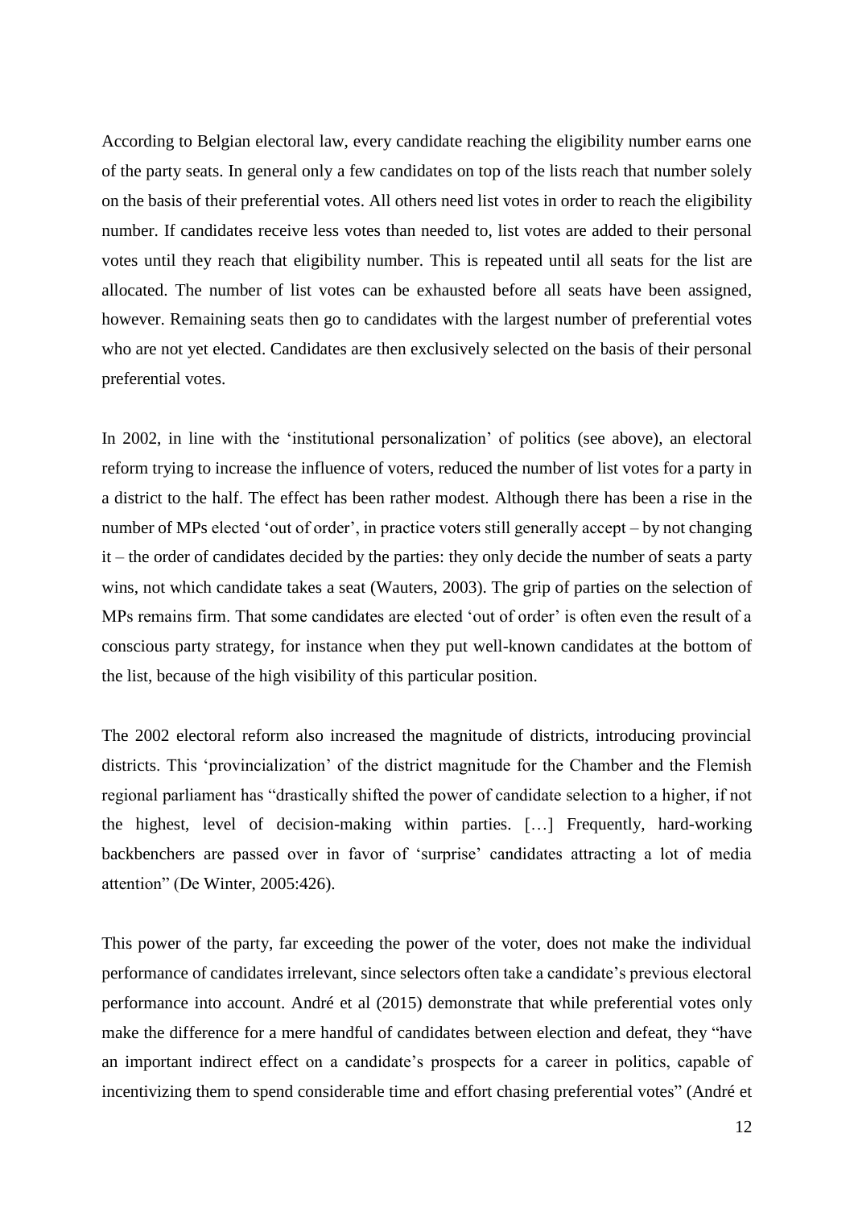According to Belgian electoral law, every candidate reaching the eligibility number earns one of the party seats. In general only a few candidates on top of the lists reach that number solely on the basis of their preferential votes. All others need list votes in order to reach the eligibility number. If candidates receive less votes than needed to, list votes are added to their personal votes until they reach that eligibility number. This is repeated until all seats for the list are allocated. The number of list votes can be exhausted before all seats have been assigned, however. Remaining seats then go to candidates with the largest number of preferential votes who are not yet elected. Candidates are then exclusively selected on the basis of their personal preferential votes.

In 2002, in line with the 'institutional personalization' of politics (see above), an electoral reform trying to increase the influence of voters, reduced the number of list votes for a party in a district to the half. The effect has been rather modest. Although there has been a rise in the number of MPs elected 'out of order', in practice voters still generally accept – by not changing it – the order of candidates decided by the parties: they only decide the number of seats a party wins, not which candidate takes a seat (Wauters, 2003). The grip of parties on the selection of MPs remains firm. That some candidates are elected 'out of order' is often even the result of a conscious party strategy, for instance when they put well-known candidates at the bottom of the list, because of the high visibility of this particular position.

The 2002 electoral reform also increased the magnitude of districts, introducing provincial districts. This 'provincialization' of the district magnitude for the Chamber and the Flemish regional parliament has "drastically shifted the power of candidate selection to a higher, if not the highest, level of decision-making within parties. […] Frequently, hard-working backbenchers are passed over in favor of 'surprise' candidates attracting a lot of media attention" (De Winter, 2005:426).

This power of the party, far exceeding the power of the voter, does not make the individual performance of candidates irrelevant, since selectors often take a candidate's previous electoral performance into account. André et al (2015) demonstrate that while preferential votes only make the difference for a mere handful of candidates between election and defeat, they "have an important indirect effect on a candidate's prospects for a career in politics, capable of incentivizing them to spend considerable time and effort chasing preferential votes" (André et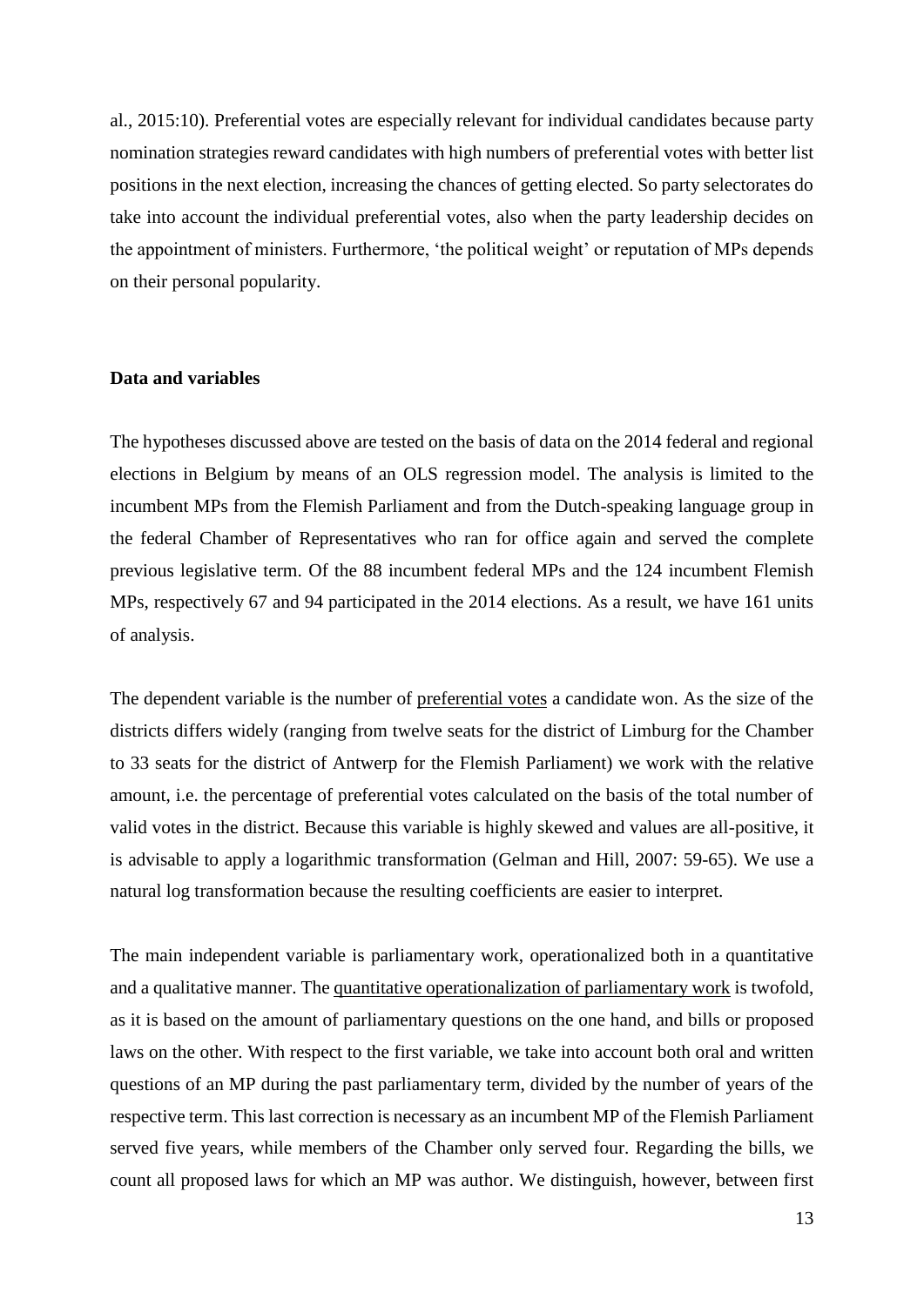al., 2015:10). Preferential votes are especially relevant for individual candidates because party nomination strategies reward candidates with high numbers of preferential votes with better list positions in the next election, increasing the chances of getting elected. So party selectorates do take into account the individual preferential votes, also when the party leadership decides on the appointment of ministers. Furthermore, 'the political weight' or reputation of MPs depends on their personal popularity.

## Data and variables

The hypotheses discussed above are tested on the basis of data on the 2014 federal and regional elections in Belgium by means of an OLS regression model. The analysis is limited to the incumbent MPs from the Flemish Parliament and from the Dutch-speaking language group in the federal Chamber of Representatives who ran for office again and served the complete previous legislative term. Of the 88 incumbent federal MPs and the 124 incumbent Flemish MPs, respectively 67 and 94 participated in the 2014 elections. As a result, we have 161 units of analysis.

The dependent variable is the number of preferential votes a candidate won. As the size of the districts differs widely (ranging from twelve seats for the district of Limburg for the Chamber to 33 seats for the district of Antwerp for the Flemish Parliament) we work with the relative amount, i.e. the percentage of preferential votes calculated on the basis of the total number of valid votes in the district. Because this variable is highly skewed and values are all-positive, it is advisable to apply a logarithmic transformation (Gelman and Hill, 2007: 59-65). We use a natural log transformation because the resulting coefficients are easier to interpret.

The main independent variable is parliamentary work, operationalized both in a quantitative and a qualitative manner. The quantitative operationalization of parliamentary work is twofold, as it is based on the amount of parliamentary questions on the one hand, and bills or proposed laws on the other. With respect to the first variable, we take into account both oral and written questions of an MP during the past parliamentary term, divided by the number of years of the respective term. This last correction is necessary as an incumbent MP of the Flemish Parliament served five years, while members of the Chamber only served four. Regarding the bills, we count all proposed laws for which an MP was author. We distinguish, however, between first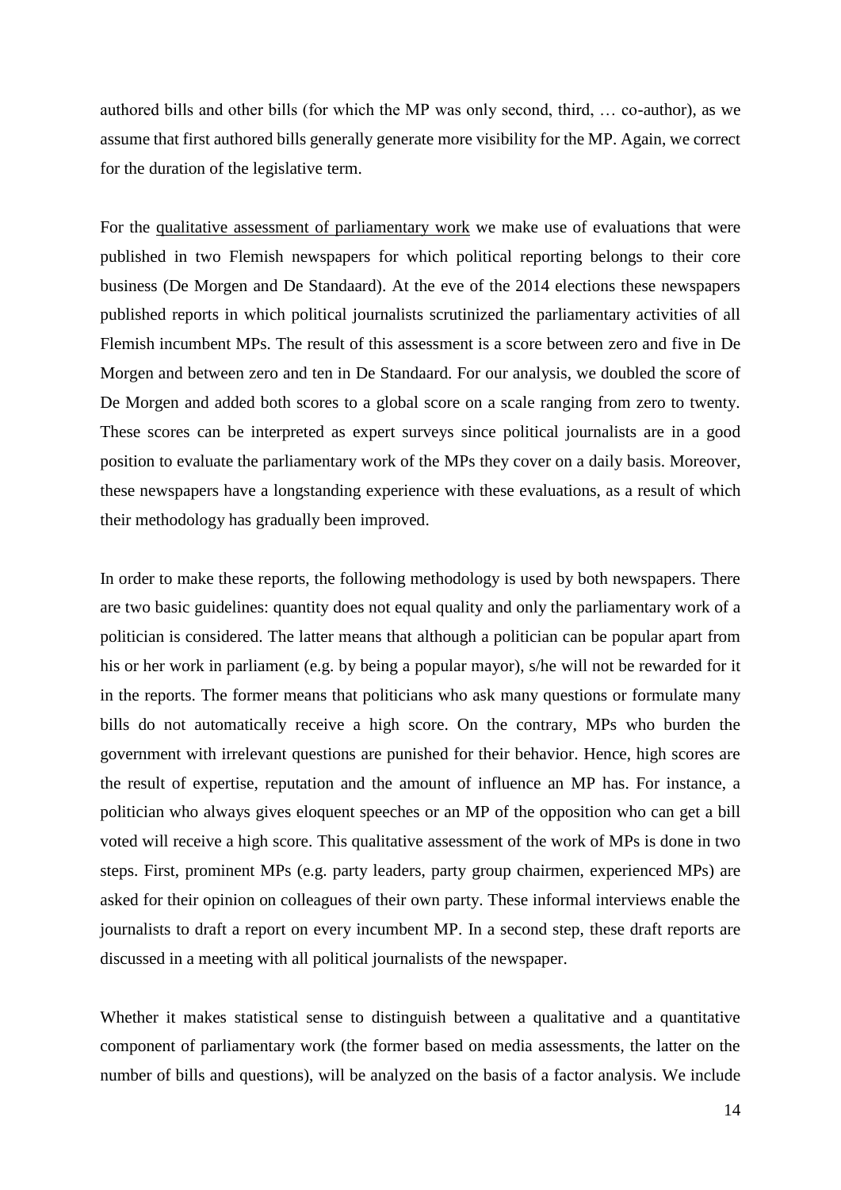authored bills and other bills (for which the MP was only second, third, … co-author), as we assume that first authored bills generally generate more visibility for the MP. Again, we correct for the duration of the legislative term.

For the <u>qualitative assessment of parliamentary work</u> we make use of evaluations that were published in two Flemish newspapers for which political reporting belongs to their core business (De Morgen and De Standaard). At the eve of the 2014 elections these newspapers published reports in which political journalists scrutinized the parliamentary activities of all Flemish incumbent MPs. The result of this assessment is a score between zero and five in De Morgen and between zero and ten in De Standaard. For our analysis, we doubled the score of De Morgen and added both scores to a global score on a scale ranging from zero to twenty. These scores can be interpreted as expert surveys since political journalists are in a good position to evaluate the parliamentary work of the MPs they cover on a daily basis. Moreover, these newspapers have a longstanding experience with these evaluations, as a result of which their methodology has gradually been improved.

In order to make these reports, the following methodology is used by both newspapers. There are two basic guidelines: quantity does not equal quality and only the parliamentary work of a politician is considered. The latter means that although a politician can be popular apart from his or her work in parliament (e.g. by being a popular mayor), s/he will not be rewarded for it in the reports. The former means that politicians who ask many questions or formulate many bills do not automatically receive a high score. On the contrary, MPs who burden the government with irrelevant questions are punished for their behavior. Hence, high scores are the result of expertise, reputation and the amount of influence an MP has. For instance, a politician who always gives eloquent speeches or an MP of the opposition who can get a bill voted will receive a high score. This qualitative assessment of the work of MPs is done in two steps. First, prominent MPs (e.g. party leaders, party group chairmen, experienced MPs) are asked for their opinion on colleagues of their own party. These informal interviews enable the journalists to draft a report on every incumbent MP. In a second step, these draft reports are discussed in a meeting with all political journalists of the newspaper.

Whether it makes statistical sense to distinguish between a qualitative and a quantitative component of parliamentary work (the former based on media assessments, the latter on the number of bills and questions), will be analyzed on the basis of a factor analysis. We include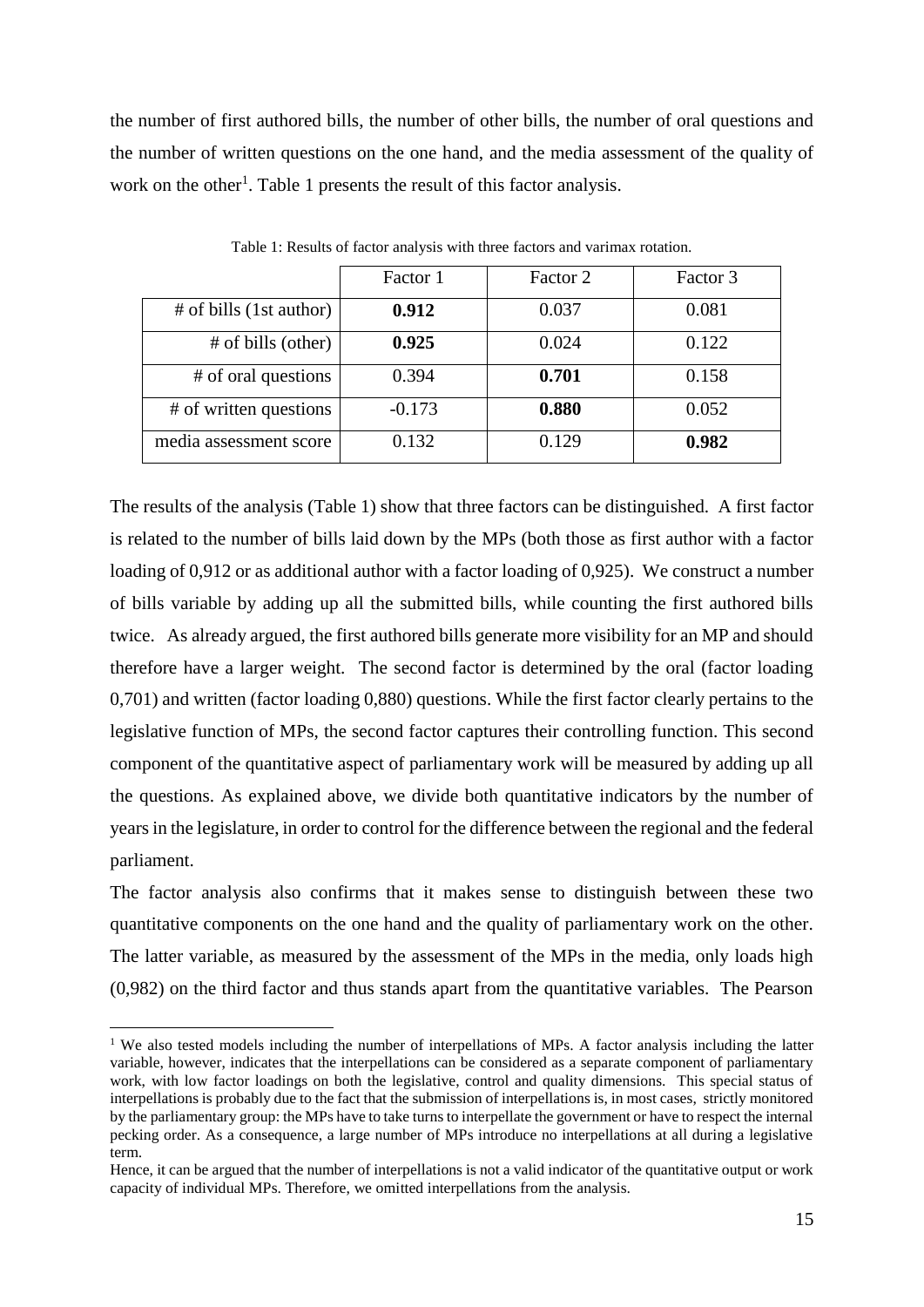the number of first authored bills, the number of other bills, the number of oral questions and the number of written questions on the one hand, and the media assessment of the quality of work on the other[1]. Table 1 presents the result of this factor analysis.

Table 1: Results of factor analysis with three factors and varimax rotation.

| | Factor 1 | Factor 2 | Factor 3 |
|---|---|---|---|
| # of bills (1st author) | **0.912** | 0.037 | 0.081 |
| # of bills (other) | **0.925** | 0.024 | 0.122 |
| # of oral questions | 0.394 | **0.701** | 0.158 |
| # of written questions | -0.173 | **0.880** | 0.052 |
| media assessment score | 0.132 | 0.129 | **0.982** |

The results of the analysis (Table 1) show that three factors can be distinguished. A first factor is related to the number of bills laid down by the MPs (both those as first author with a factor loading of 0,912 or as additional author with a factor loading of 0,925). We construct a number of bills variable by adding up all the submitted bills, while counting the first authored bills twice. As already argued, the first authored bills generate more visibility for an MP and should therefore have a larger weight. The second factor is determined by the oral (factor loading 0,701) and written (factor loading 0,880) questions. While the first factor clearly pertains to the legislative function of MPs, the second factor captures their controlling function. This second component of the quantitative aspect of parliamentary work will be measured by adding up all the questions. As explained above, we divide both quantitative indicators by the number of years in the legislature, in order to control for the difference between the regional and the federal parliament.

The factor analysis also confirms that it makes sense to distinguish between these two quantitative components on the one hand and the quality of parliamentary work on the other. The latter variable, as measured by the assessment of the MPs in the media, only loads high (0,982) on the third factor and thus stands apart from the quantitative variables. The Pearson

[1] We also tested models including the number of interpellations of MPs. A factor analysis including the latter variable, however, indicates that the interpellations can be considered as a separate component of parliamentary work, with low factor loadings on both the legislative, control and quality dimensions. This special status of interpellations is probably due to the fact that the submission of interpellations is, in most cases, strictly monitored by the parliamentary group: the MPs have to take turns to interpellate the government or have to respect the internal pecking order. As a consequence, a large number of MPs introduce no interpellations at all during a legislative term.

Hence, it can be argued that the number of interpellations is not a valid indicator of the quantitative output or work capacity of individual MPs. Therefore, we omitted interpellations from the analysis.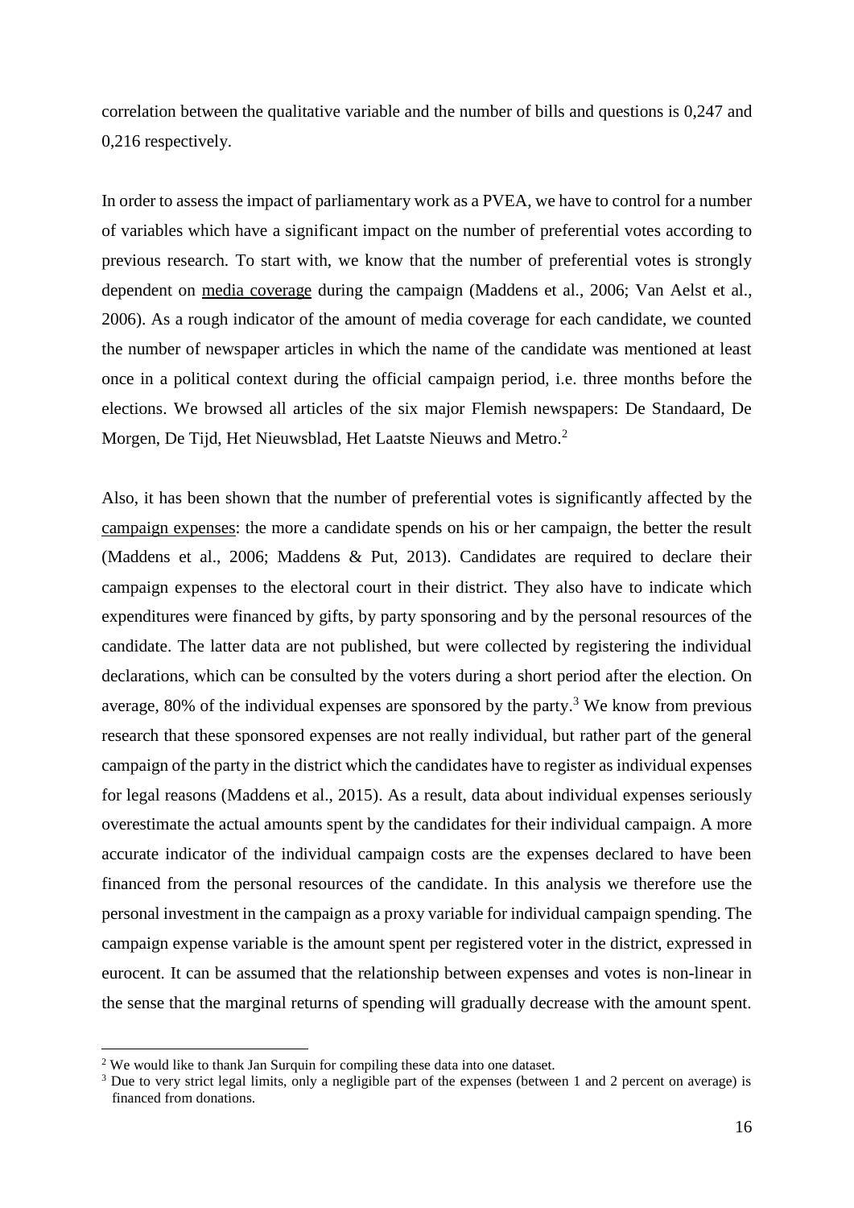correlation between the qualitative variable and the number of bills and questions is 0,247 and 0,216 respectively.

In order to assess the impact of parliamentary work as a PVEA, we have to control for a number of variables which have a significant impact on the number of preferential votes according to previous research. To start with, we know that the number of preferential votes is strongly dependent on media coverage during the campaign (Maddens et al., 2006; Van Aelst et al., 2006). As a rough indicator of the amount of media coverage for each candidate, we counted the number of newspaper articles in which the name of the candidate was mentioned at least once in a political context during the official campaign period, i.e. three months before the elections. We browsed all articles of the six major Flemish newspapers: De Standaard, De Morgen, De Tijd, Het Nieuwsblad, Het Laatste Nieuws and Metro.[2]

Also, it has been shown that the number of preferential votes is significantly affected by the campaign expenses: the more a candidate spends on his or her campaign, the better the result (Maddens et al., 2006; Maddens & Put, 2013). Candidates are required to declare their campaign expenses to the electoral court in their district. They also have to indicate which expenditures were financed by gifts, by party sponsoring and by the personal resources of the candidate. The latter data are not published, but were collected by registering the individual declarations, which can be consulted by the voters during a short period after the election. On average, 80% of the individual expenses are sponsored by the party.[3] We know from previous research that these sponsored expenses are not really individual, but rather part of the general campaign of the party in the district which the candidates have to register as individual expenses for legal reasons (Maddens et al., 2015). As a result, data about individual expenses seriously overestimate the actual amounts spent by the candidates for their individual campaign. A more accurate indicator of the individual campaign costs are the expenses declared to have been financed from the personal resources of the candidate. In this analysis we therefore use the personal investment in the campaign as a proxy variable for individual campaign spending. The campaign expense variable is the amount spent per registered voter in the district, expressed in eurocent. It can be assumed that the relationship between expenses and votes is non-linear in the sense that the marginal returns of spending will gradually decrease with the amount spent.

---

[2] We would like to thank Jan Surquin for compiling these data into one dataset.

[3] Due to very strict legal limits, only a negligible part of the expenses (between 1 and 2 percent on average) is financed from donations.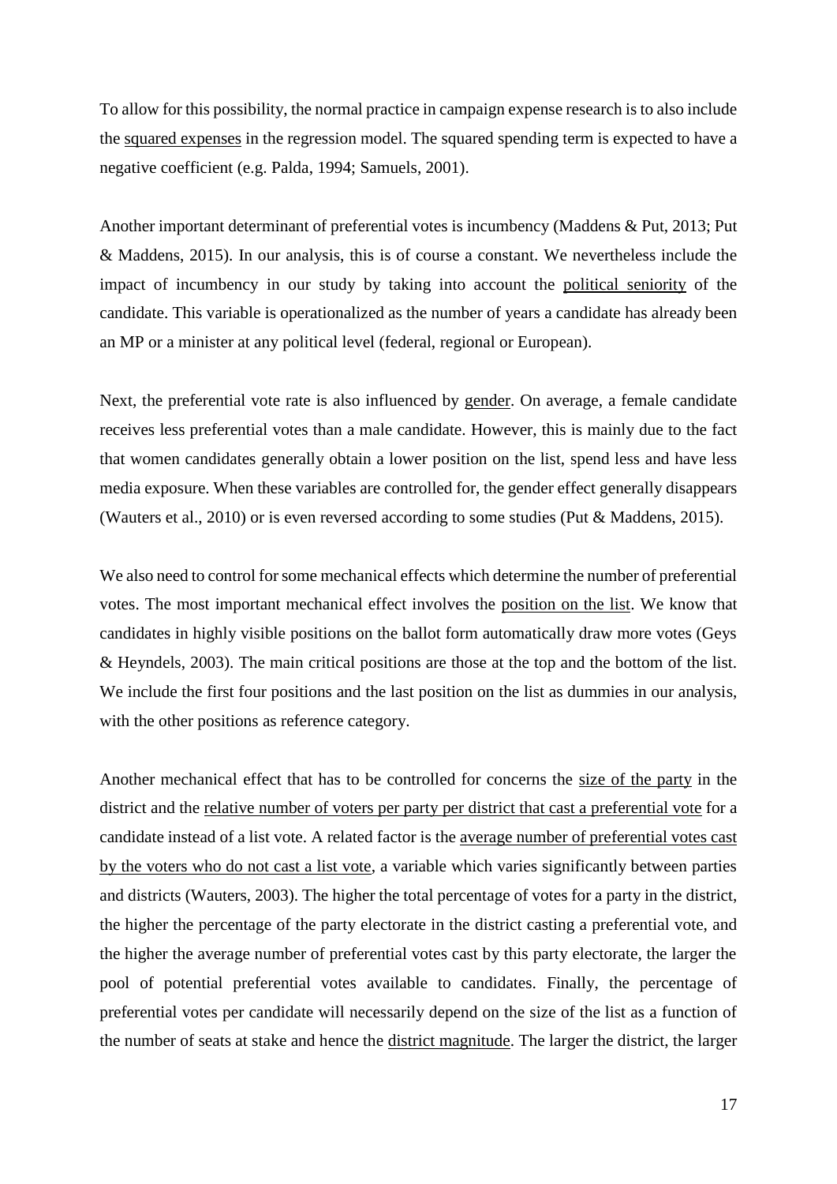To allow for this possibility, the normal practice in campaign expense research is to also include the squared expenses in the regression model. The squared spending term is expected to have a negative coefficient (e.g. Palda, 1994; Samuels, 2001).

Another important determinant of preferential votes is incumbency (Maddens & Put, 2013; Put & Maddens, 2015). In our analysis, this is of course a constant. We nevertheless include the impact of incumbency in our study by taking into account the political seniority of the candidate. This variable is operationalized as the number of years a candidate has already been an MP or a minister at any political level (federal, regional or European).

Next, the preferential vote rate is also influenced by gender. On average, a female candidate receives less preferential votes than a male candidate. However, this is mainly due to the fact that women candidates generally obtain a lower position on the list, spend less and have less media exposure. When these variables are controlled for, the gender effect generally disappears (Wauters et al., 2010) or is even reversed according to some studies (Put & Maddens, 2015).

We also need to control for some mechanical effects which determine the number of preferential votes. The most important mechanical effect involves the position on the list. We know that candidates in highly visible positions on the ballot form automatically draw more votes (Geys & Heyndels, 2003). The main critical positions are those at the top and the bottom of the list. We include the first four positions and the last position on the list as dummies in our analysis, with the other positions as reference category.

Another mechanical effect that has to be controlled for concerns the size of the party in the district and the relative number of voters per party per district that cast a preferential vote for a candidate instead of a list vote. A related factor is the average number of preferential votes cast by the voters who do not cast a list vote, a variable which varies significantly between parties and districts (Wauters, 2003). The higher the total percentage of votes for a party in the district, the higher the percentage of the party electorate in the district casting a preferential vote, and the higher the average number of preferential votes cast by this party electorate, the larger the pool of potential preferential votes available to candidates. Finally, the percentage of preferential votes per candidate will necessarily depend on the size of the list as a function of the number of seats at stake and hence the district magnitude. The larger the district, the larger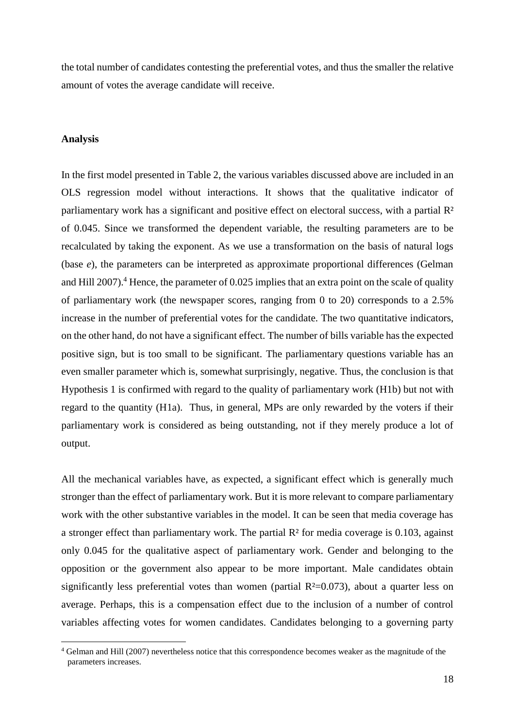the total number of candidates contesting the preferential votes, and thus the smaller the relative amount of votes the average candidate will receive.

**Analysis**

In the first model presented in Table 2, the various variables discussed above are included in an OLS regression model without interactions. It shows that the qualitative indicator of parliamentary work has a significant and positive effect on electoral success, with a partial $R^2$ of 0.045. Since we transformed the dependent variable, the resulting parameters are to be recalculated by taking the exponent. As we use a transformation on the basis of natural logs (base *e*), the parameters can be interpreted as approximate proportional differences (Gelman and Hill 2007).[4] Hence, the parameter of 0.025 implies that an extra point on the scale of quality of parliamentary work (the newspaper scores, ranging from 0 to 20) corresponds to a 2.5% increase in the number of preferential votes for the candidate. The two quantitative indicators, on the other hand, do not have a significant effect. The number of bills variable has the expected positive sign, but is too small to be significant. The parliamentary questions variable has an even smaller parameter which is, somewhat surprisingly, negative. Thus, the conclusion is that Hypothesis 1 is confirmed with regard to the quality of parliamentary work (H1b) but not with regard to the quantity (H1a). Thus, in general, MPs are only rewarded by the voters if their parliamentary work is considered as being outstanding, not if they merely produce a lot of output.

All the mechanical variables have, as expected, a significant effect which is generally much stronger than the effect of parliamentary work. But it is more relevant to compare parliamentary work with the other substantive variables in the model. It can be seen that media coverage has a stronger effect than parliamentary work. The partial $R^2$ for media coverage is 0.103, against only 0.045 for the qualitative aspect of parliamentary work. Gender and belonging to the opposition or the government also appear to be more important. Male candidates obtain significantly less preferential votes than women (partial $R^2$=0.073), about a quarter less on average. Perhaps, this is a compensation effect due to the inclusion of a number of control variables affecting votes for women candidates. Candidates belonging to a governing party

[4] Gelman and Hill (2007) nevertheless notice that this correspondence becomes weaker as the magnitude of the parameters increases.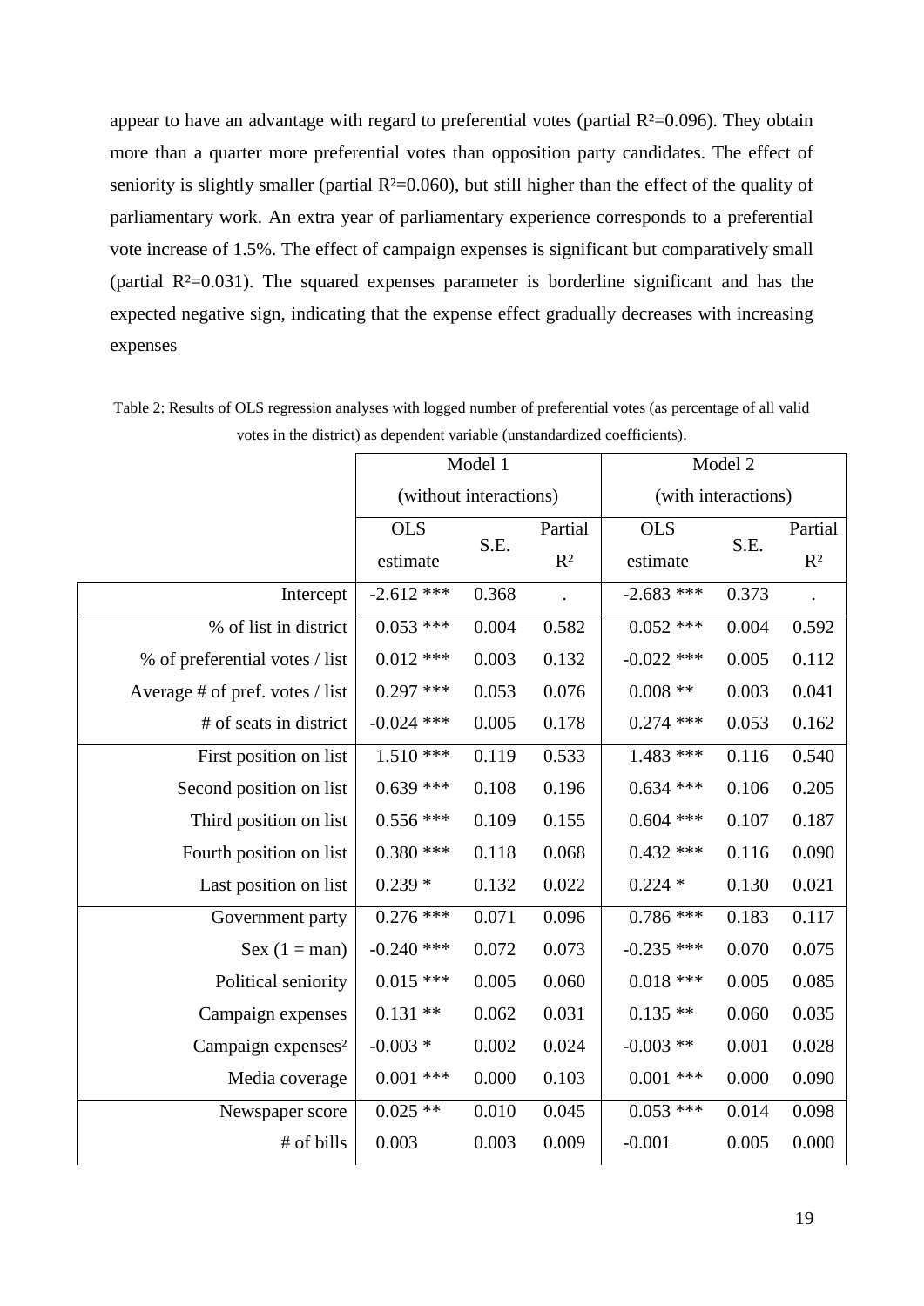appear to have an advantage with regard to preferential votes (partial $R^2$=0.096). They obtain more than a quarter more preferential votes than opposition party candidates. The effect of seniority is slightly smaller (partial $R^2$=0.060), but still higher than the effect of the quality of parliamentary work. An extra year of parliamentary experience corresponds to a preferential vote increase of 1.5%. The effect of campaign expenses is significant but comparatively small (partial $R^2$=0.031). The squared expenses parameter is borderline significant and has the expected negative sign, indicating that the expense effect gradually decreases with increasing expenses

Table 2: Results of OLS regression analyses with logged number of preferential votes (as percentage of all valid votes in the district) as dependent variable (unstandardized coefficients).

| | Model 1 (without interactions) | | | Model 2 (with interactions) | | |
|---|---|---|---|---|---|---|
| | OLS estimate | S.E. | Partial $R^2$ | OLS estimate | S.E. | Partial $R^2$ |
| Intercept | -2.612 *** | 0.368 | . | -2.683 *** | 0.373 | . |
| % of list in district | 0.053 *** | 0.004 | 0.582 | 0.052 *** | 0.004 | 0.592 |
| % of preferential votes / list | 0.012 *** | 0.003 | 0.132 | -0.022 *** | 0.005 | 0.112 |
| Average # of pref. votes / list | 0.297 *** | 0.053 | 0.076 | 0.008 ** | 0.003 | 0.041 |
| # of seats in district | -0.024 *** | 0.005 | 0.178 | 0.274 *** | 0.053 | 0.162 |
| First position on list | 1.510 *** | 0.119 | 0.533 | 1.483 *** | 0.116 | 0.540 |
| Second position on list | 0.639 *** | 0.108 | 0.196 | 0.634 *** | 0.106 | 0.205 |
| Third position on list | 0.556 *** | 0.109 | 0.155 | 0.604 *** | 0.107 | 0.187 |
| Fourth position on list | 0.380 *** | 0.118 | 0.068 | 0.432 *** | 0.116 | 0.090 |
| Last position on list | 0.239 * | 0.132 | 0.022 | 0.224 * | 0.130 | 0.021 |
| Government party | 0.276 *** | 0.071 | 0.096 | 0.786 *** | 0.183 | 0.117 |
| Sex (1 = man) | -0.240 *** | 0.072 | 0.073 | -0.235 *** | 0.070 | 0.075 |
| Political seniority | 0.015 *** | 0.005 | 0.060 | 0.018 *** | 0.005 | 0.085 |
| Campaign expenses | 0.131 ** | 0.062 | 0.031 | 0.135 ** | 0.060 | 0.035 |
| Campaign expenses² | -0.003 * | 0.002 | 0.024 | -0.003 ** | 0.001 | 0.028 |
| Media coverage | 0.001 *** | 0.000 | 0.103 | 0.001 *** | 0.000 | 0.090 |
| Newspaper score | 0.025 ** | 0.010 | 0.045 | 0.053 *** | 0.014 | 0.098 |
| # of bills | 0.003 | 0.003 | 0.009 | -0.001 | 0.005 | 0.000 |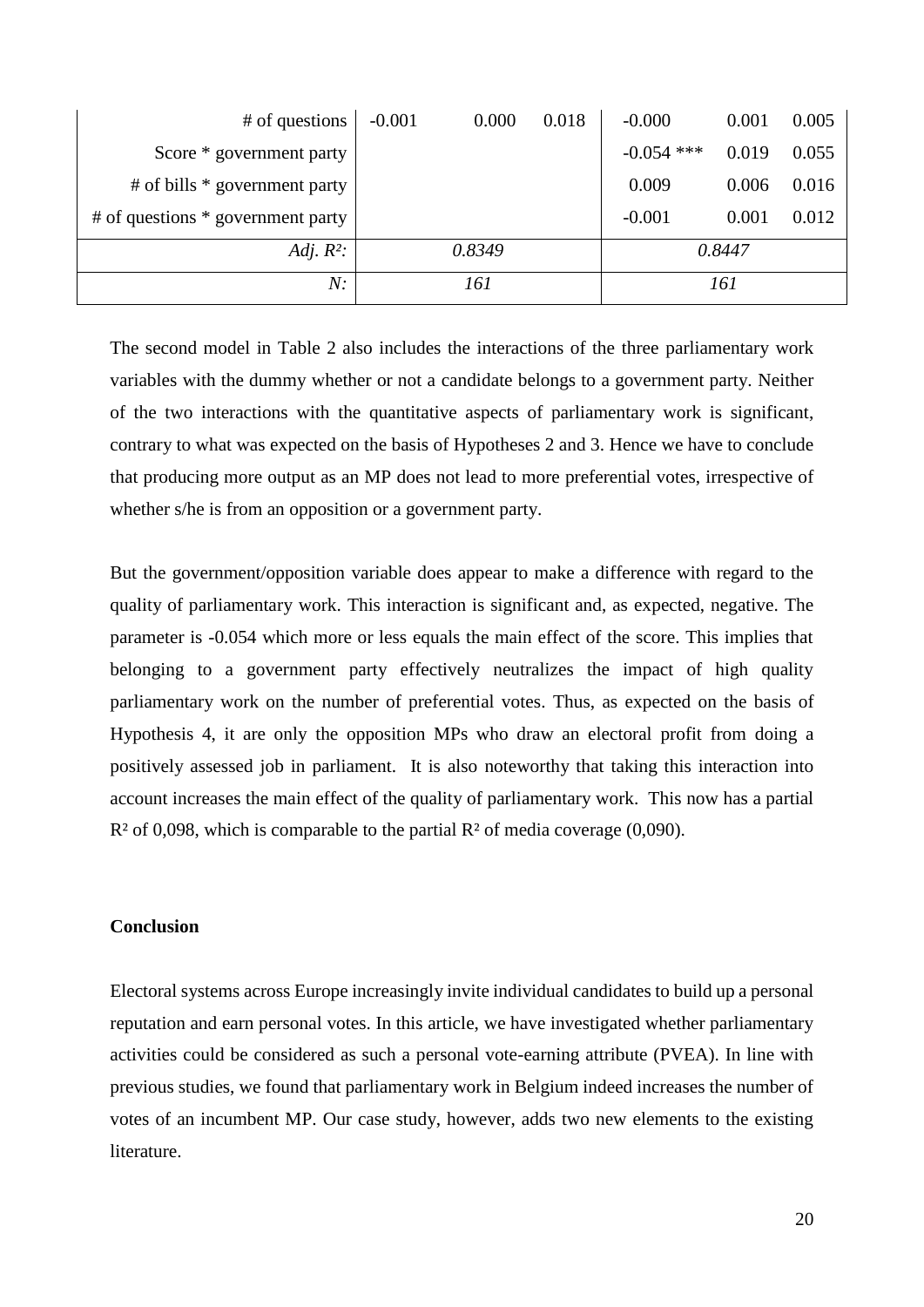| | | | | | | |
|---|---|---|---|---|---|---|
| # of questions | -0.001 | 0.000 | 0.018 | -0.000 | 0.001 | 0.005 |
| Score * government party | | | | -0.054 *** | 0.019 | 0.055 |
| # of bills * government party | | | | 0.009 | 0.006 | 0.016 |
| # of questions * government party | | | | -0.001 | 0.001 | 0.012 |
| *Adj. R²:* | | *0.8349* | | | *0.8447* | |
| *N:* | | *161* | | | *161* | |

The second model in Table 2 also includes the interactions of the three parliamentary work variables with the dummy whether or not a candidate belongs to a government party. Neither of the two interactions with the quantitative aspects of parliamentary work is significant, contrary to what was expected on the basis of Hypotheses 2 and 3. Hence we have to conclude that producing more output as an MP does not lead to more preferential votes, irrespective of whether s/he is from an opposition or a government party.

But the government/opposition variable does appear to make a difference with regard to the quality of parliamentary work. This interaction is significant and, as expected, negative. The parameter is -0.054 which more or less equals the main effect of the score. This implies that belonging to a government party effectively neutralizes the impact of high quality parliamentary work on the number of preferential votes. Thus, as expected on the basis of Hypothesis 4, it are only the opposition MPs who draw an electoral profit from doing a positively assessed job in parliament. It is also noteworthy that taking this interaction into account increases the main effect of the quality of parliamentary work. This now has a partial $R^2$ of 0,098, which is comparable to the partial $R^2$ of media coverage (0,090).

**Conclusion**

Electoral systems across Europe increasingly invite individual candidates to build up a personal reputation and earn personal votes. In this article, we have investigated whether parliamentary activities could be considered as such a personal vote-earning attribute (PVEA). In line with previous studies, we found that parliamentary work in Belgium indeed increases the number of votes of an incumbent MP. Our case study, however, adds two new elements to the existing literature.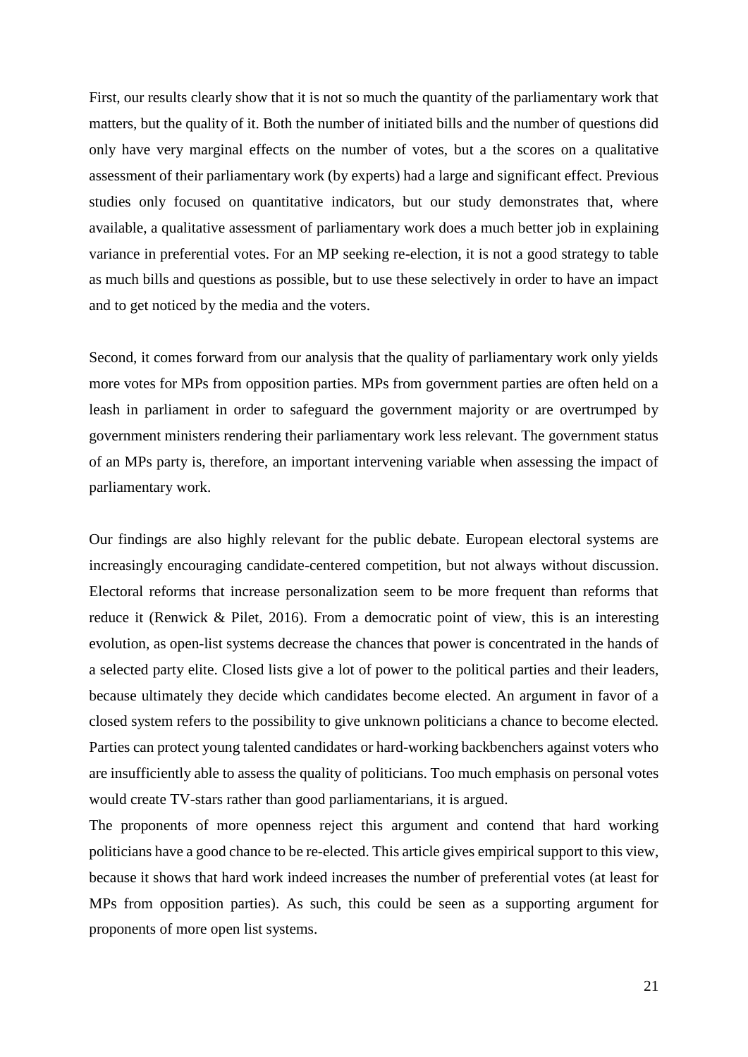First, our results clearly show that it is not so much the quantity of the parliamentary work that matters, but the quality of it. Both the number of initiated bills and the number of questions did only have very marginal effects on the number of votes, but a the scores on a qualitative assessment of their parliamentary work (by experts) had a large and significant effect. Previous studies only focused on quantitative indicators, but our study demonstrates that, where available, a qualitative assessment of parliamentary work does a much better job in explaining variance in preferential votes. For an MP seeking re-election, it is not a good strategy to table as much bills and questions as possible, but to use these selectively in order to have an impact and to get noticed by the media and the voters.

Second, it comes forward from our analysis that the quality of parliamentary work only yields more votes for MPs from opposition parties. MPs from government parties are often held on a leash in parliament in order to safeguard the government majority or are overtrumped by government ministers rendering their parliamentary work less relevant. The government status of an MPs party is, therefore, an important intervening variable when assessing the impact of parliamentary work.

Our findings are also highly relevant for the public debate. European electoral systems are increasingly encouraging candidate-centered competition, but not always without discussion. Electoral reforms that increase personalization seem to be more frequent than reforms that reduce it (Renwick & Pilet, 2016). From a democratic point of view, this is an interesting evolution, as open-list systems decrease the chances that power is concentrated in the hands of a selected party elite. Closed lists give a lot of power to the political parties and their leaders, because ultimately they decide which candidates become elected. An argument in favor of a closed system refers to the possibility to give unknown politicians a chance to become elected. Parties can protect young talented candidates or hard-working backbenchers against voters who are insufficiently able to assess the quality of politicians. Too much emphasis on personal votes would create TV-stars rather than good parliamentarians, it is argued.

The proponents of more openness reject this argument and contend that hard working politicians have a good chance to be re-elected. This article gives empirical support to this view, because it shows that hard work indeed increases the number of preferential votes (at least for MPs from opposition parties). As such, this could be seen as a supporting argument for proponents of more open list systems.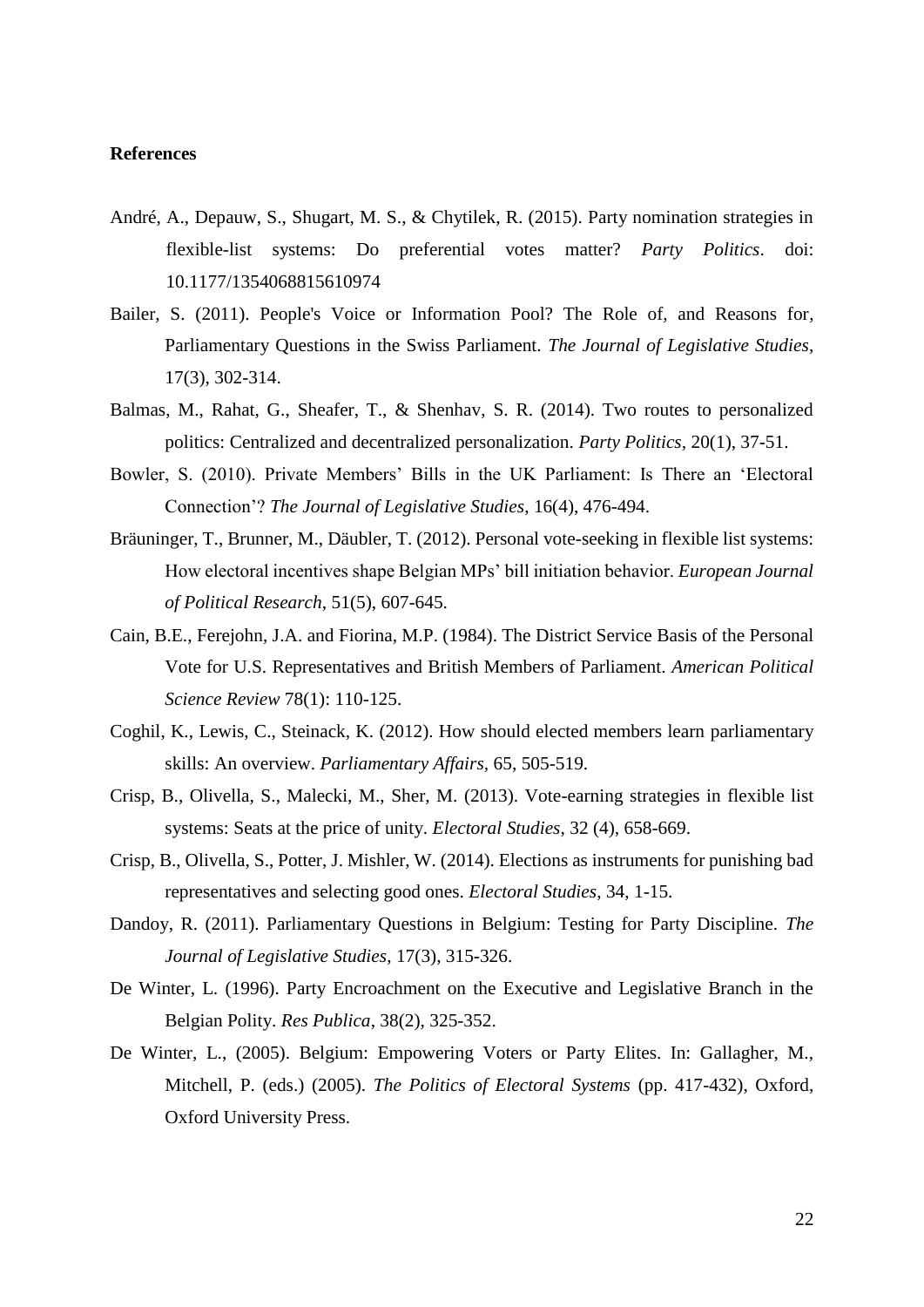**References**

André, A., Depauw, S., Shugart, M. S., & Chytilek, R. (2015). Party nomination strategies in flexible-list systems: Do preferential votes matter? *Party Politics*. doi: 10.1177/1354068815610974

Bailer, S. (2011). People's Voice or Information Pool? The Role of, and Reasons for, Parliamentary Questions in the Swiss Parliament. *The Journal of Legislative Studies*, 17(3), 302-314.

Balmas, M., Rahat, G., Sheafer, T., & Shenhav, S. R. (2014). Two routes to personalized politics: Centralized and decentralized personalization. *Party Politics*, 20(1), 37-51.

Bowler, S. (2010). Private Members' Bills in the UK Parliament: Is There an 'Electoral Connection'? *The Journal of Legislative Studies*, 16(4), 476-494.

Bräuninger, T., Brunner, M., Däubler, T. (2012). Personal vote-seeking in flexible list systems: How electoral incentives shape Belgian MPs' bill initiation behavior. *European Journal of Political Research*, 51(5), 607-645.

Cain, B.E., Ferejohn, J.A. and Fiorina, M.P. (1984). The District Service Basis of the Personal Vote for U.S. Representatives and British Members of Parliament. *American Political Science Review* 78(1): 110-125.

Coghil, K., Lewis, C., Steinack, K. (2012). How should elected members learn parliamentary skills: An overview. *Parliamentary Affairs*, 65, 505-519.

Crisp, B., Olivella, S., Malecki, M., Sher, M. (2013). Vote-earning strategies in flexible list systems: Seats at the price of unity. *Electoral Studies*, 32 (4), 658-669.

Crisp, B., Olivella, S., Potter, J. Mishler, W. (2014). Elections as instruments for punishing bad representatives and selecting good ones. *Electoral Studies*, 34, 1-15.

Dandoy, R. (2011). Parliamentary Questions in Belgium: Testing for Party Discipline. *The Journal of Legislative Studies*, 17(3), 315-326.

De Winter, L. (1996). Party Encroachment on the Executive and Legislative Branch in the Belgian Polity. *Res Publica*, 38(2), 325-352.

De Winter, L., (2005). Belgium: Empowering Voters or Party Elites. In: Gallagher, M., Mitchell, P. (eds.) (2005). *The Politics of Electoral Systems* (pp. 417-432), Oxford, Oxford University Press.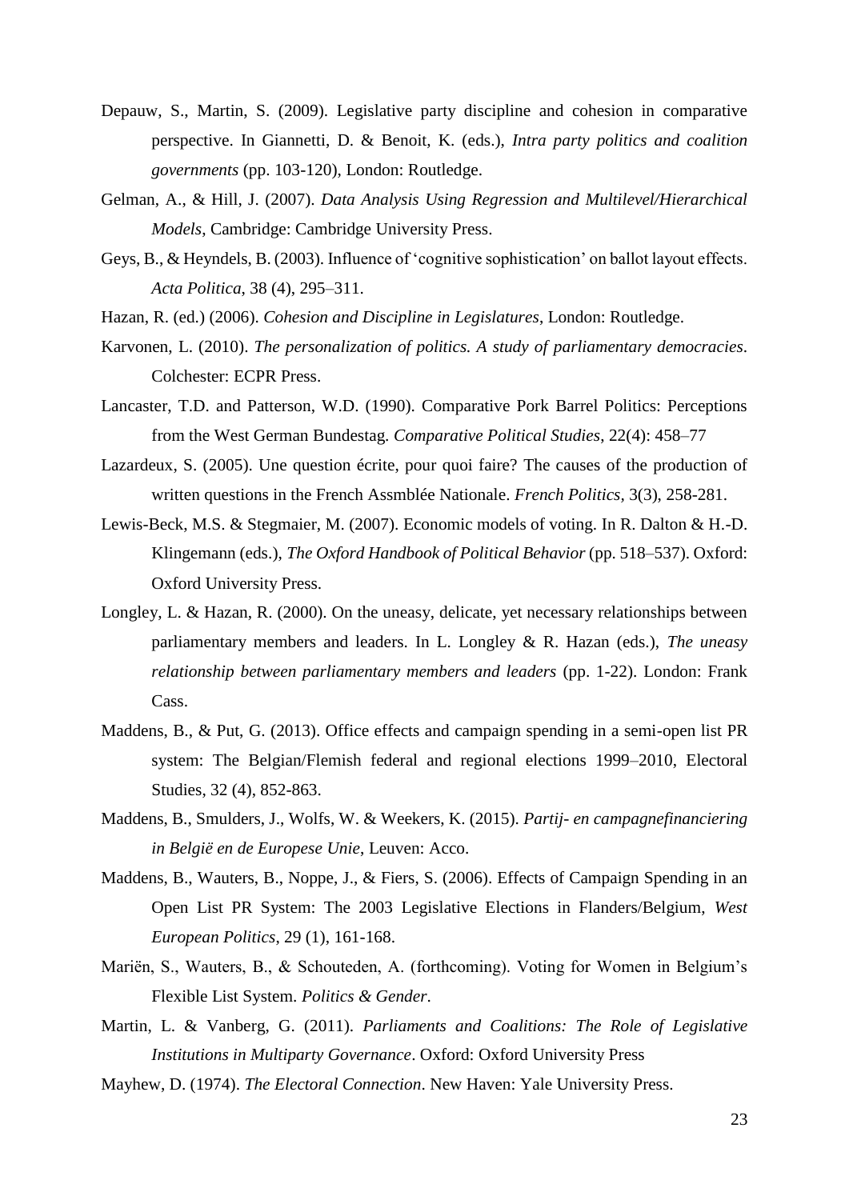Depauw, S., Martin, S. (2009). Legislative party discipline and cohesion in comparative perspective. In Giannetti, D. & Benoit, K. (eds.), *Intra party politics and coalition governments* (pp. 103-120), London: Routledge.

Gelman, A., & Hill, J. (2007). *Data Analysis Using Regression and Multilevel/Hierarchical Models*, Cambridge: Cambridge University Press.

Geys, B., & Heyndels, B. (2003). Influence of 'cognitive sophistication' on ballot layout effects. *Acta Politica*, 38 (4), 295–311.

Hazan, R. (ed.) (2006). *Cohesion and Discipline in Legislatures*, London: Routledge.

Karvonen, L. (2010). *The personalization of politics. A study of parliamentary democracies*. Colchester: ECPR Press.

Lancaster, T.D. and Patterson, W.D. (1990). Comparative Pork Barrel Politics: Perceptions from the West German Bundestag. *Comparative Political Studies*, 22(4): 458–77

Lazardeux, S. (2005). Une question écrite, pour quoi faire? The causes of the production of written questions in the French Assmblée Nationale. *French Politics*, 3(3), 258-281.

Lewis-Beck, M.S. & Stegmaier, M. (2007). Economic models of voting. In R. Dalton & H.-D. Klingemann (eds.), *The Oxford Handbook of Political Behavior* (pp. 518–537). Oxford: Oxford University Press.

Longley, L. & Hazan, R. (2000). On the uneasy, delicate, yet necessary relationships between parliamentary members and leaders. In L. Longley & R. Hazan (eds.), *The uneasy relationship between parliamentary members and leaders* (pp. 1-22). London: Frank Cass.

Maddens, B., & Put, G. (2013). Office effects and campaign spending in a semi-open list PR system: The Belgian/Flemish federal and regional elections 1999–2010, Electoral Studies, 32 (4), 852-863.

Maddens, B., Smulders, J., Wolfs, W. & Weekers, K. (2015). *Partij- en campagnefinanciering in België en de Europese Unie*, Leuven: Acco.

Maddens, B., Wauters, B., Noppe, J., & Fiers, S. (2006). Effects of Campaign Spending in an Open List PR System: The 2003 Legislative Elections in Flanders/Belgium, *West European Politics*, 29 (1), 161-168.

Mariën, S., Wauters, B., & Schouteden, A. (forthcoming). Voting for Women in Belgium's Flexible List System. *Politics & Gender*.

Martin, L. & Vanberg, G. (2011). *Parliaments and Coalitions: The Role of Legislative Institutions in Multiparty Governance*. Oxford: Oxford University Press

Mayhew, D. (1974). *The Electoral Connection*. New Haven: Yale University Press.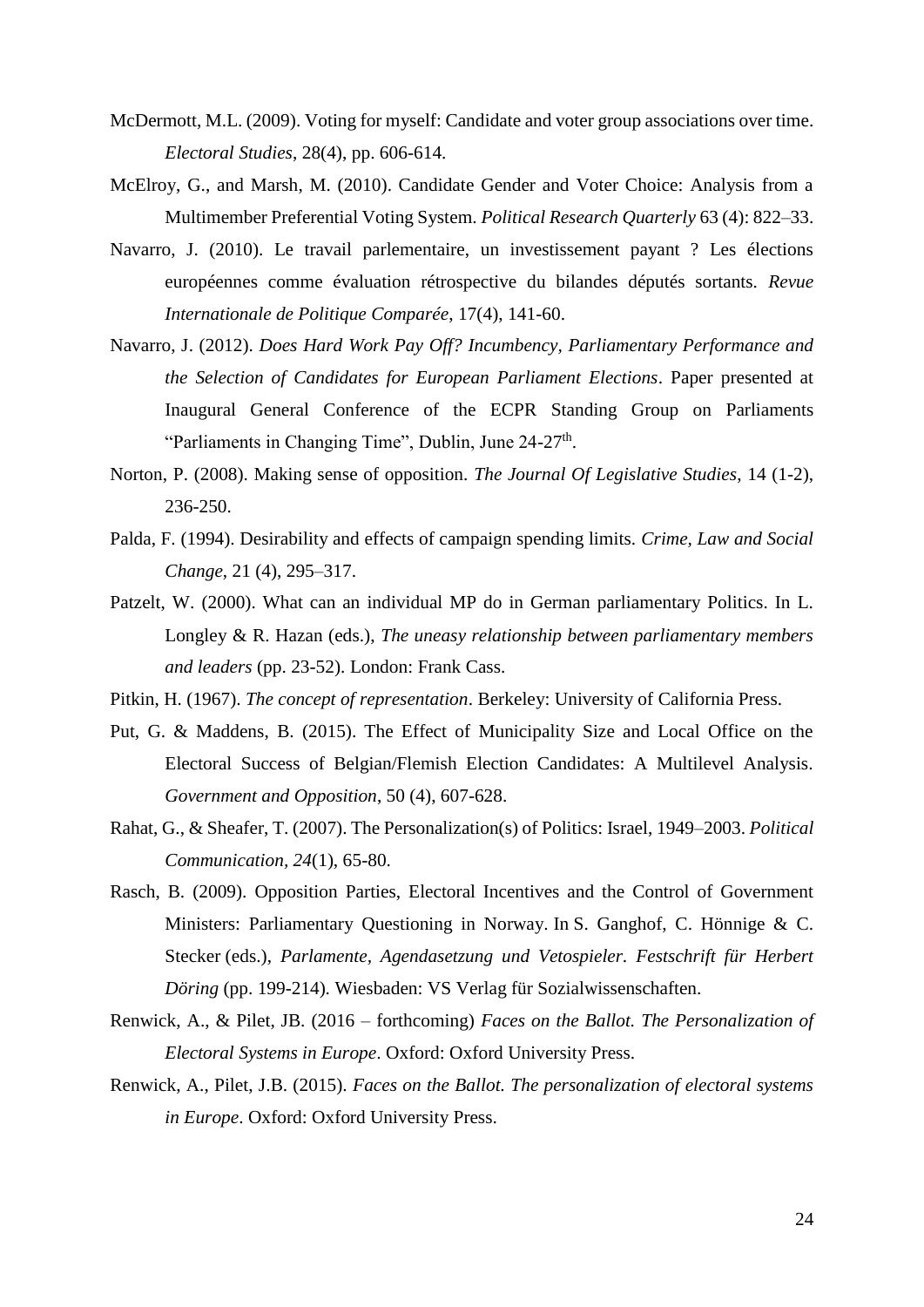McDermott, M.L. (2009). Voting for myself: Candidate and voter group associations over time. *Electoral Studies*, 28(4), pp. 606-614.

McElroy, G., and Marsh, M. (2010). Candidate Gender and Voter Choice: Analysis from a Multimember Preferential Voting System. *Political Research Quarterly* 63 (4): 822–33.

Navarro, J. (2010). Le travail parlementaire, un investissement payant ? Les élections européennes comme évaluation rétrospective du bilandes députés sortants. *Revue Internationale de Politique Comparée*, 17(4), 141-60.

Navarro, J. (2012). *Does Hard Work Pay Off? Incumbency, Parliamentary Performance and the Selection of Candidates for European Parliament Elections*. Paper presented at Inaugural General Conference of the ECPR Standing Group on Parliaments "Parliaments in Changing Time", Dublin, June 24-27th.

Norton, P. (2008). Making sense of opposition. *The Journal Of Legislative Studies*, 14 (1-2), 236-250.

Palda, F. (1994). Desirability and effects of campaign spending limits. *Crime, Law and Social Change*, 21 (4), 295–317.

Patzelt, W. (2000). What can an individual MP do in German parliamentary Politics. In L. Longley & R. Hazan (eds.), *The uneasy relationship between parliamentary members and leaders* (pp. 23-52). London: Frank Cass.

Pitkin, H. (1967). *The concept of representation*. Berkeley: University of California Press.

Put, G. & Maddens, B. (2015). The Effect of Municipality Size and Local Office on the Electoral Success of Belgian/Flemish Election Candidates: A Multilevel Analysis. *Government and Opposition*, 50 (4), 607-628.

Rahat, G., & Sheafer, T. (2007). The Personalization(s) of Politics: Israel, 1949–2003. *Political Communication, 24*(1), 65-80.

Rasch, B. (2009). Opposition Parties, Electoral Incentives and the Control of Government Ministers: Parliamentary Questioning in Norway. In S. Ganghof, C. Hönnige & C. Stecker (eds.), *Parlamente, Agendasetzung und Vetospieler. Festschrift für Herbert Döring* (pp. 199-214). Wiesbaden: VS Verlag für Sozialwissenschaften.

Renwick, A., & Pilet, JB. (2016 – forthcoming) *Faces on the Ballot. The Personalization of Electoral Systems in Europe*. Oxford: Oxford University Press.

Renwick, A., Pilet, J.B. (2015). *Faces on the Ballot. The personalization of electoral systems in Europe*. Oxford: Oxford University Press.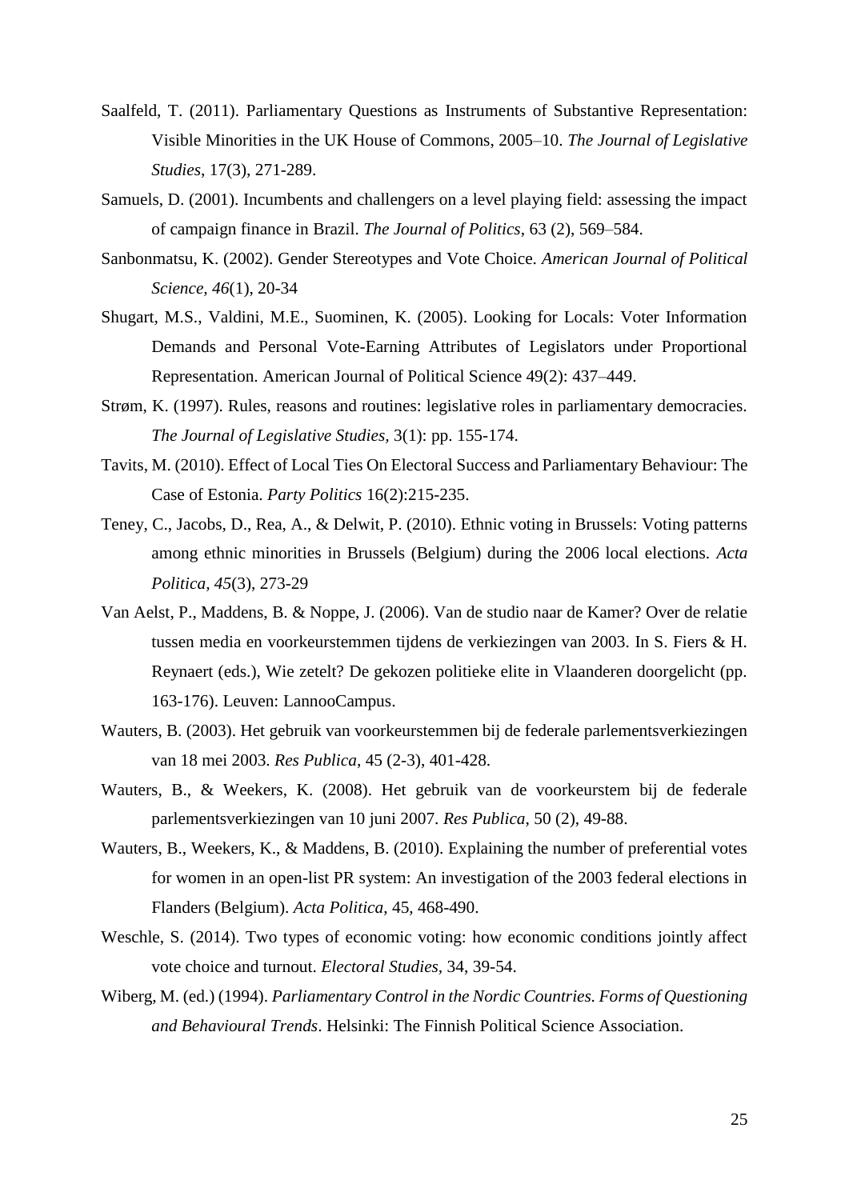Saalfeld, T. (2011). Parliamentary Questions as Instruments of Substantive Representation: Visible Minorities in the UK House of Commons, 2005–10. *The Journal of Legislative Studies*, 17(3), 271-289.

Samuels, D. (2001). Incumbents and challengers on a level playing field: assessing the impact of campaign finance in Brazil. *The Journal of Politics*, 63 (2), 569–584.

Sanbonmatsu, K. (2002). Gender Stereotypes and Vote Choice. *American Journal of Political Science, 46*(1), 20-34

Shugart, M.S., Valdini, M.E., Suominen, K. (2005). Looking for Locals: Voter Information Demands and Personal Vote-Earning Attributes of Legislators under Proportional Representation. American Journal of Political Science 49(2): 437–449.

Strøm, K. (1997). Rules, reasons and routines: legislative roles in parliamentary democracies. *The Journal of Legislative Studies,* 3(1): pp. 155-174.

Tavits, M. (2010). Effect of Local Ties On Electoral Success and Parliamentary Behaviour: The Case of Estonia. *Party Politics* 16(2):215-235.

Teney, C., Jacobs, D., Rea, A., & Delwit, P. (2010). Ethnic voting in Brussels: Voting patterns among ethnic minorities in Brussels (Belgium) during the 2006 local elections. *Acta Politica, 45*(3), 273-29

Van Aelst, P., Maddens, B. & Noppe, J. (2006). Van de studio naar de Kamer? Over de relatie tussen media en voorkeurstemmen tijdens de verkiezingen van 2003. In S. Fiers & H. Reynaert (eds.), Wie zetelt? De gekozen politieke elite in Vlaanderen doorgelicht (pp. 163-176). Leuven: LannooCampus.

Wauters, B. (2003). Het gebruik van voorkeurstemmen bij de federale parlementsverkiezingen van 18 mei 2003. *Res Publica*, 45 (2-3), 401-428.

Wauters, B., & Weekers, K. (2008). Het gebruik van de voorkeurstem bij de federale parlementsverkiezingen van 10 juni 2007. *Res Publica*, 50 (2), 49-88.

Wauters, B., Weekers, K., & Maddens, B. (2010). Explaining the number of preferential votes for women in an open-list PR system: An investigation of the 2003 federal elections in Flanders (Belgium). *Acta Politica*, 45, 468-490.

Weschle, S. (2014). Two types of economic voting: how economic conditions jointly affect vote choice and turnout. *Electoral Studies*, 34, 39-54.

Wiberg, M. (ed.) (1994). *Parliamentary Control in the Nordic Countries. Forms of Questioning and Behavioural Trends*. Helsinki: The Finnish Political Science Association.